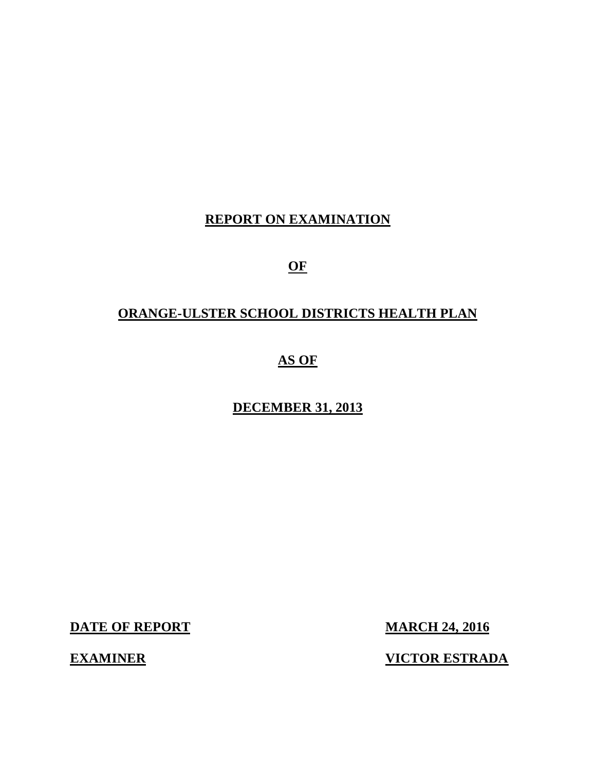# REPORT ON EXAMINATION

# OF

# ORANGE-ULSTER SCHOOL DISTRICTS HEALTH PLAN

# AS OF

# DECEMBER 31, 2013

**DATE OF REPORT** **MARCH 24, 2016**

**EXAMINER** **VICTOR ESTRADA**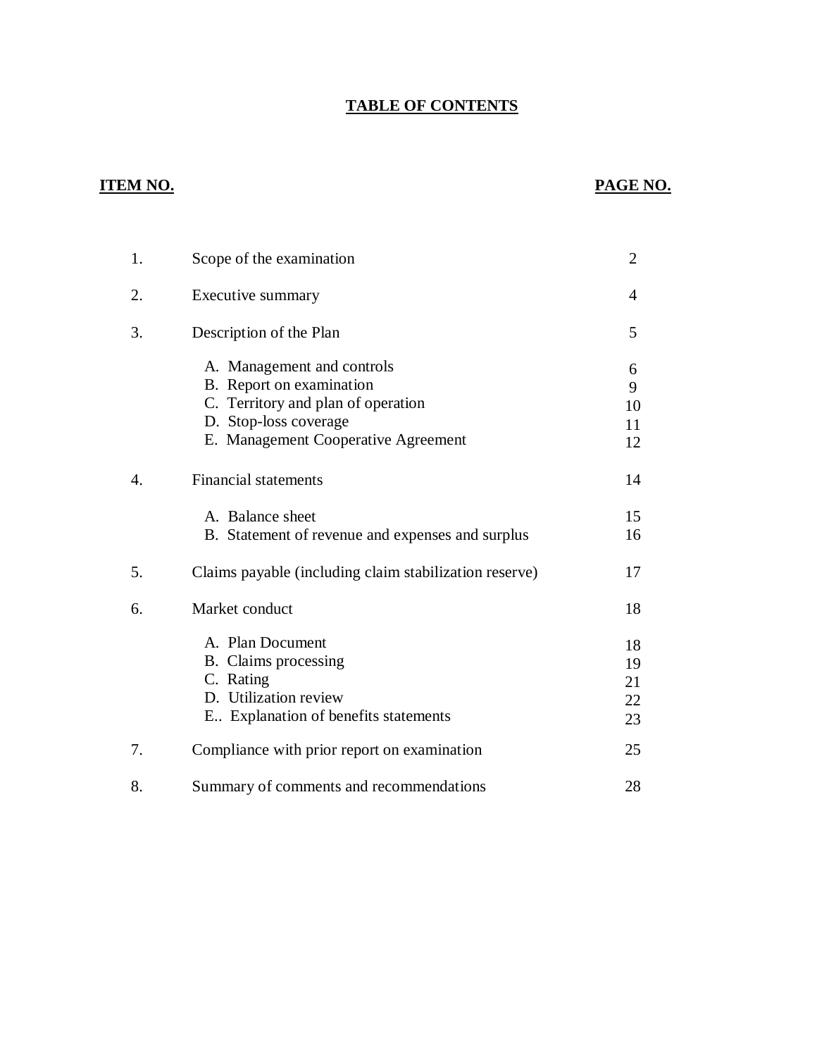# TABLE OF CONTENTS

| ITEM NO. | | PAGE NO. |
|---|---|---|
| 1. | Scope of the examination | 2 |
| 2. | Executive summary | 4 |
| 3. | Description of the Plan | 5 |
| | A. Management and controls | 6 |
| | B. Report on examination | 9 |
| | C. Territory and plan of operation | 10 |
| | D. Stop-loss coverage | 11 |
| | E. Management Cooperative Agreement | 12 |
| 4. | Financial statements | 14 |
| | A. Balance sheet | 15 |
| | B. Statement of revenue and expenses and surplus | 16 |
| 5. | Claims payable (including claim stabilization reserve) | 17 |
| 6. | Market conduct | 18 |
| | A. Plan Document | 18 |
| | B. Claims processing | 19 |
| | C. Rating | 21 |
| | D. Utilization review | 22 |
| | E.. Explanation of benefits statements | 23 |
| 7. | Compliance with prior report on examination | 25 |
| 8. | Summary of comments and recommendations | 28 |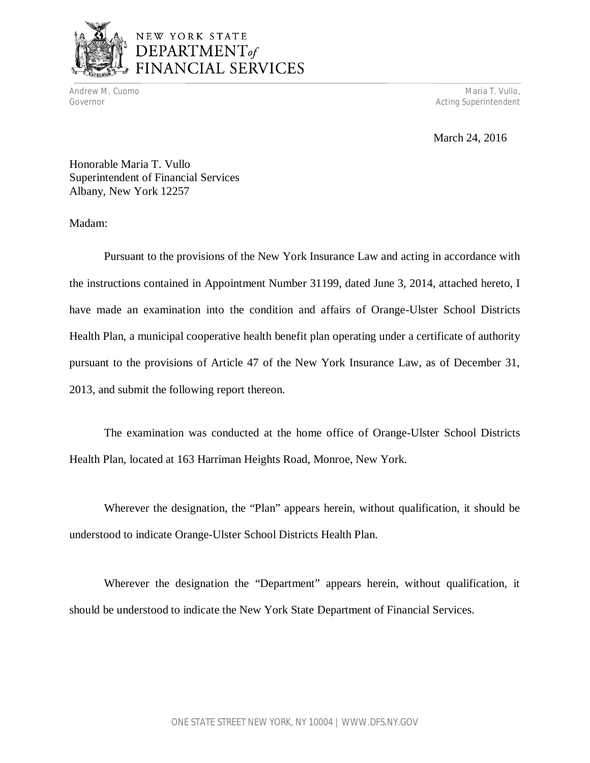NEW YORK STATE
DEPARTMENT *of*
FINANCIAL SERVICES

Andrew M. Cuomo
Governor

Maria T. Vullo,
Acting Superintendent

March 24, 2016

Honorable Maria T. Vullo
Superintendent of Financial Services
Albany, New York 12257

Madam:

Pursuant to the provisions of the New York Insurance Law and acting in accordance with the instructions contained in Appointment Number 31199, dated June 3, 2014, attached hereto, I have made an examination into the condition and affairs of Orange-Ulster School Districts Health Plan, a municipal cooperative health benefit plan operating under a certificate of authority pursuant to the provisions of Article 47 of the New York Insurance Law, as of December 31, 2013, and submit the following report thereon.

The examination was conducted at the home office of Orange-Ulster School Districts Health Plan, located at 163 Harriman Heights Road, Monroe, New York.

Wherever the designation, the "Plan" appears herein, without qualification, it should be understood to indicate Orange-Ulster School Districts Health Plan.

Wherever the designation the "Department" appears herein, without qualification, it should be understood to indicate the New York State Department of Financial Services.

ONE STATE STREET NEW YORK, NY 10004 | WWW.DFS.NY.GOV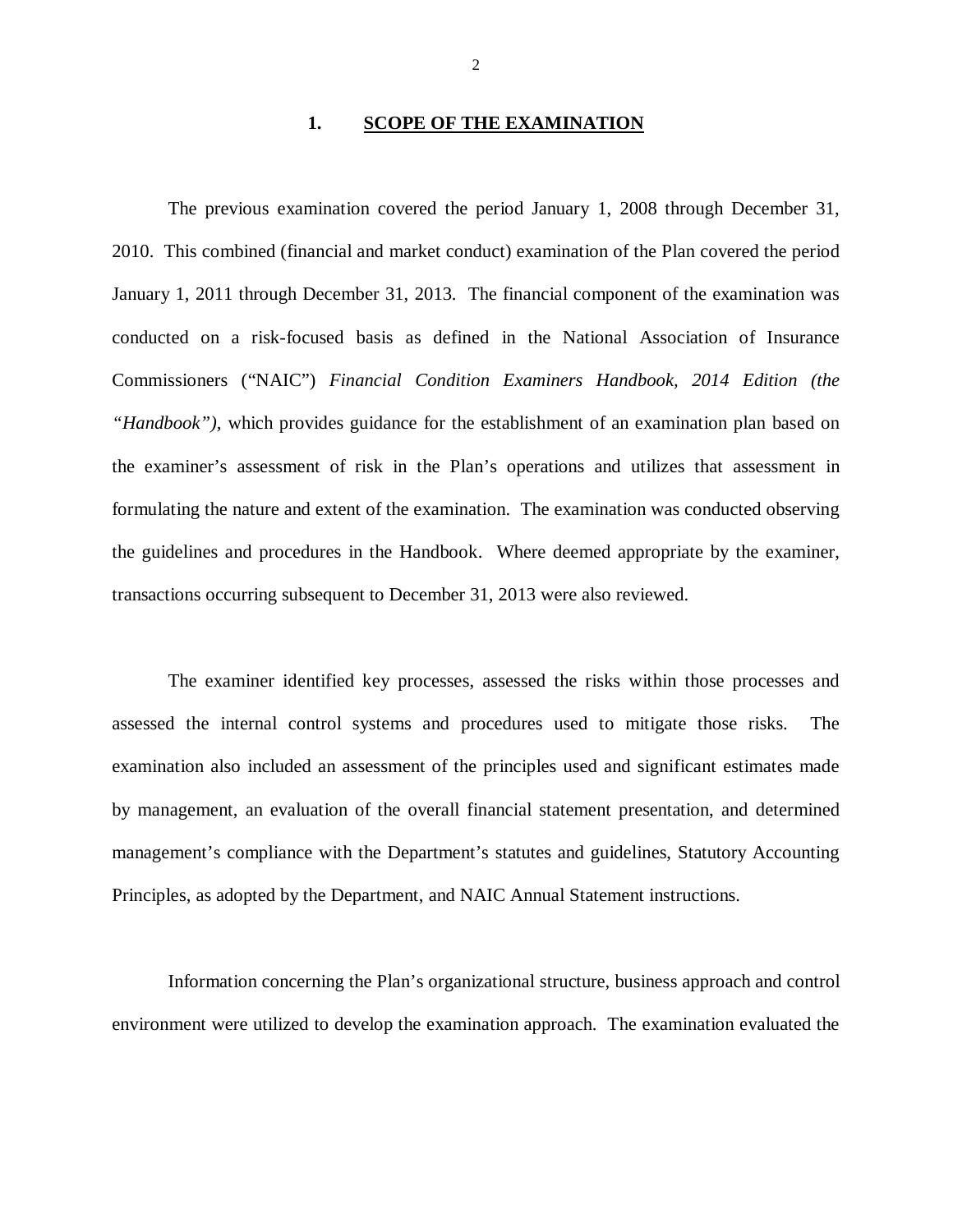## 1. SCOPE OF THE EXAMINATION

The previous examination covered the period January 1, 2008 through December 31, 2010. This combined (financial and market conduct) examination of the Plan covered the period January 1, 2011 through December 31, 2013. The financial component of the examination was conducted on a risk-focused basis as defined in the National Association of Insurance Commissioners ("NAIC") *Financial Condition Examiners Handbook, 2014 Edition (the "Handbook"),* which provides guidance for the establishment of an examination plan based on the examiner's assessment of risk in the Plan's operations and utilizes that assessment in formulating the nature and extent of the examination. The examination was conducted observing the guidelines and procedures in the Handbook. Where deemed appropriate by the examiner, transactions occurring subsequent to December 31, 2013 were also reviewed.

The examiner identified key processes, assessed the risks within those processes and assessed the internal control systems and procedures used to mitigate those risks. The examination also included an assessment of the principles used and significant estimates made by management, an evaluation of the overall financial statement presentation, and determined management's compliance with the Department's statutes and guidelines, Statutory Accounting Principles, as adopted by the Department, and NAIC Annual Statement instructions.

Information concerning the Plan's organizational structure, business approach and control environment were utilized to develop the examination approach. The examination evaluated the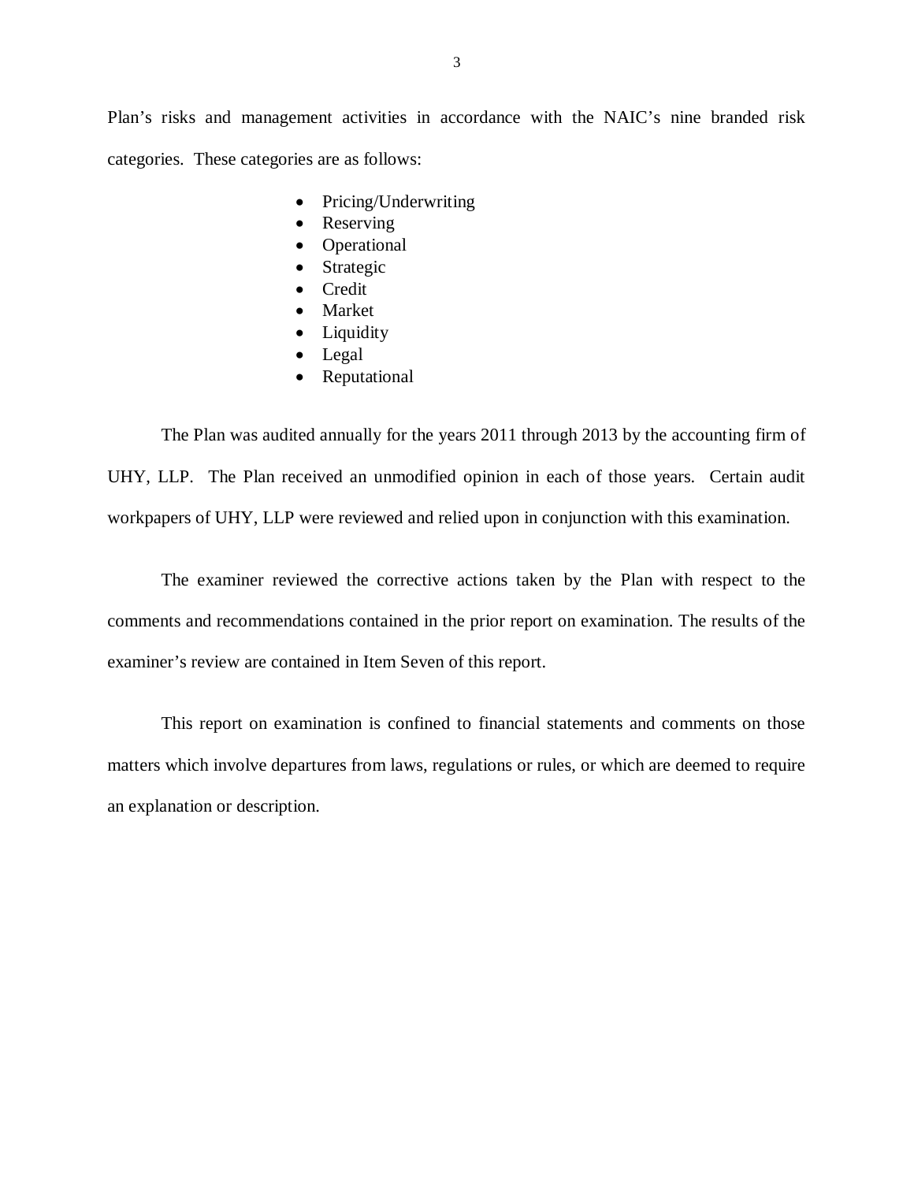Plan's risks and management activities in accordance with the NAIC's nine branded risk categories. These categories are as follows:

- Pricing/Underwriting
- Reserving
- Operational
- Strategic
- Credit
- Market
- Liquidity
- Legal
- Reputational

The Plan was audited annually for the years 2011 through 2013 by the accounting firm of UHY, LLP. The Plan received an unmodified opinion in each of those years. Certain audit workpapers of UHY, LLP were reviewed and relied upon in conjunction with this examination.

The examiner reviewed the corrective actions taken by the Plan with respect to the comments and recommendations contained in the prior report on examination. The results of the examiner's review are contained in Item Seven of this report.

This report on examination is confined to financial statements and comments on those matters which involve departures from laws, regulations or rules, or which are deemed to require an explanation or description.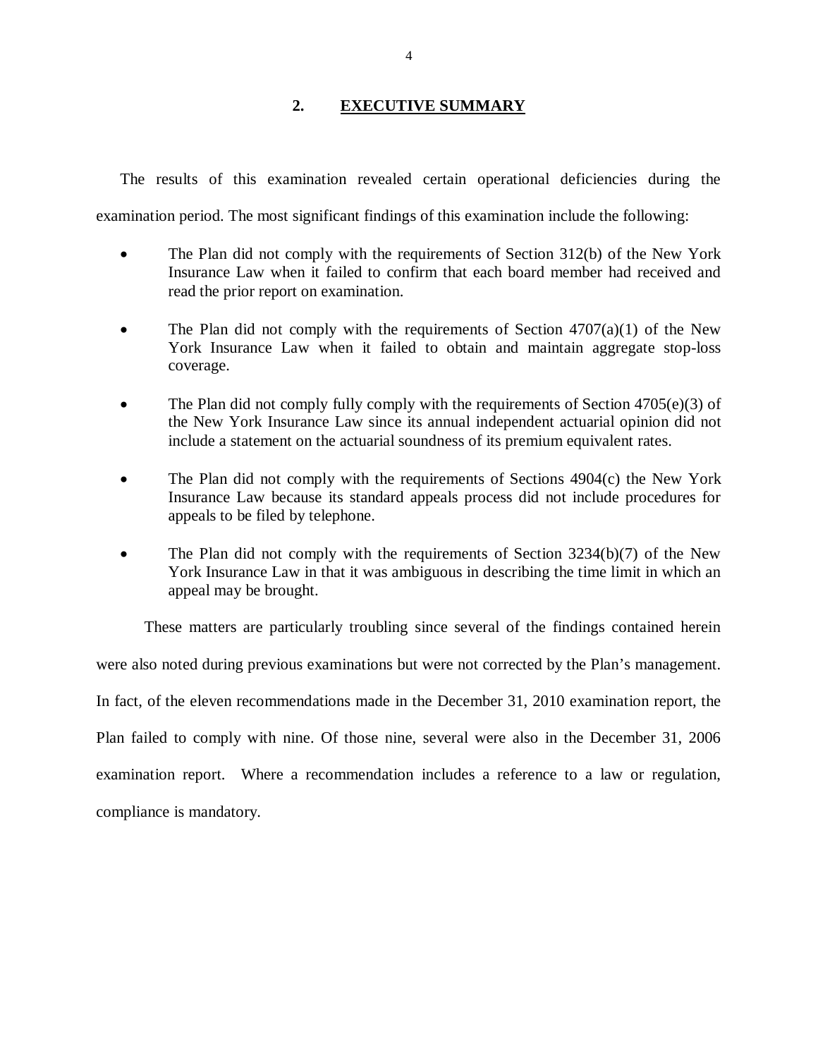## 2. EXECUTIVE SUMMARY

The results of this examination revealed certain operational deficiencies during the examination period. The most significant findings of this examination include the following:

- The Plan did not comply with the requirements of Section 312(b) of the New York Insurance Law when it failed to confirm that each board member had received and read the prior report on examination.

- The Plan did not comply with the requirements of Section 4707(a)(1) of the New York Insurance Law when it failed to obtain and maintain aggregate stop-loss coverage.

- The Plan did not comply fully comply with the requirements of Section 4705(e)(3) of the New York Insurance Law since its annual independent actuarial opinion did not include a statement on the actuarial soundness of its premium equivalent rates.

- The Plan did not comply with the requirements of Sections 4904(c) the New York Insurance Law because its standard appeals process did not include procedures for appeals to be filed by telephone.

- The Plan did not comply with the requirements of Section 3234(b)(7) of the New York Insurance Law in that it was ambiguous in describing the time limit in which an appeal may be brought.

These matters are particularly troubling since several of the findings contained herein were also noted during previous examinations but were not corrected by the Plan's management. In fact, of the eleven recommendations made in the December 31, 2010 examination report, the Plan failed to comply with nine. Of those nine, several were also in the December 31, 2006 examination report. Where a recommendation includes a reference to a law or regulation, compliance is mandatory.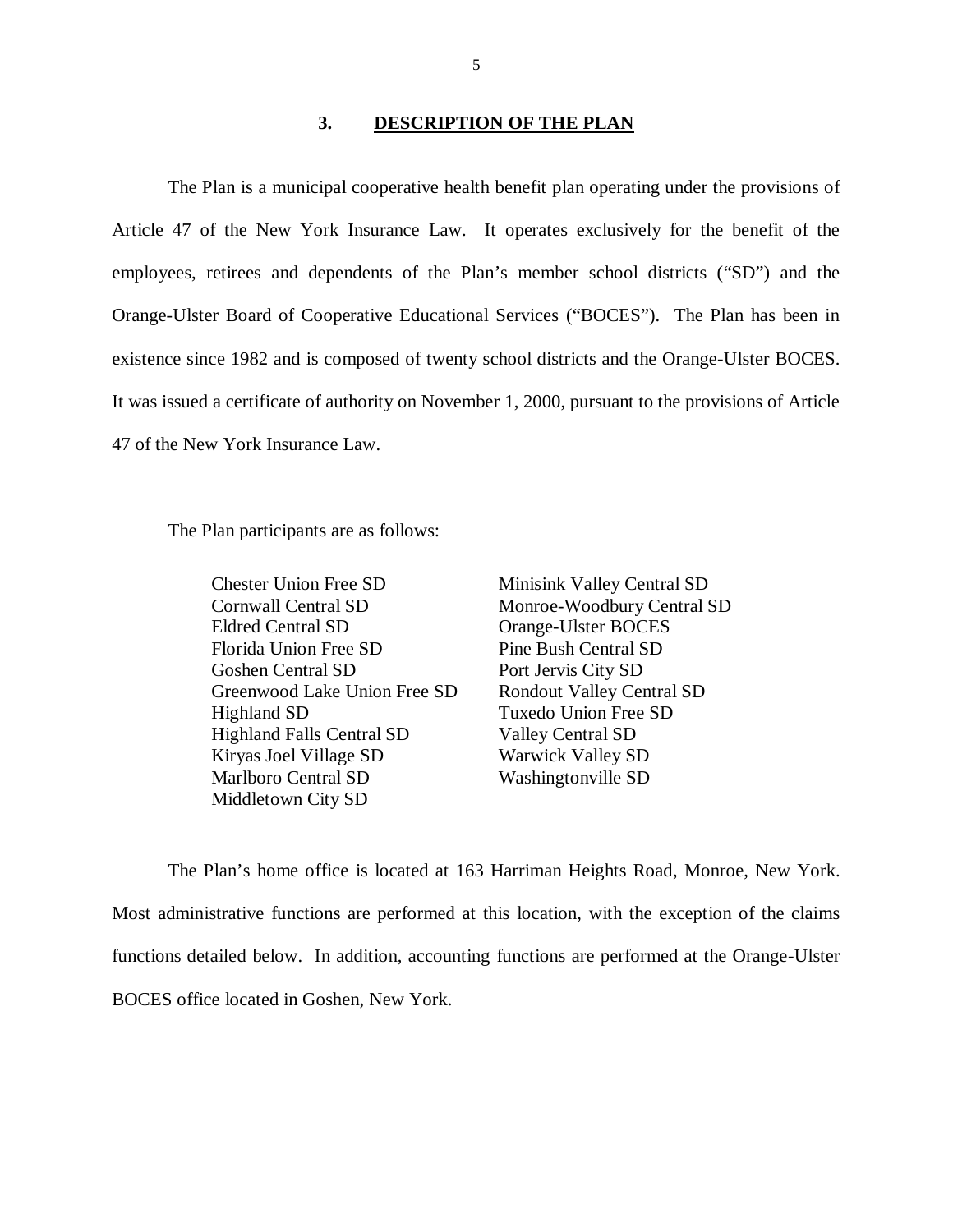## 3. DESCRIPTION OF THE PLAN

The Plan is a municipal cooperative health benefit plan operating under the provisions of Article 47 of the New York Insurance Law. It operates exclusively for the benefit of the employees, retirees and dependents of the Plan's member school districts ("SD") and the Orange-Ulster Board of Cooperative Educational Services ("BOCES"). The Plan has been in existence since 1982 and is composed of twenty school districts and the Orange-Ulster BOCES. It was issued a certificate of authority on November 1, 2000, pursuant to the provisions of Article 47 of the New York Insurance Law.

The Plan participants are as follows:

- Chester Union Free SD
- Cornwall Central SD
- Eldred Central SD
- Florida Union Free SD
- Goshen Central SD
- Greenwood Lake Union Free SD
- Highland SD
- Highland Falls Central SD
- Kiryas Joel Village SD
- Marlboro Central SD
- Middletown City SD
- Minisink Valley Central SD
- Monroe-Woodbury Central SD
- Orange-Ulster BOCES
- Pine Bush Central SD
- Port Jervis City SD
- Rondout Valley Central SD
- Tuxedo Union Free SD
- Valley Central SD
- Warwick Valley SD
- Washingtonville SD

The Plan's home office is located at 163 Harriman Heights Road, Monroe, New York. Most administrative functions are performed at this location, with the exception of the claims functions detailed below. In addition, accounting functions are performed at the Orange-Ulster BOCES office located in Goshen, New York.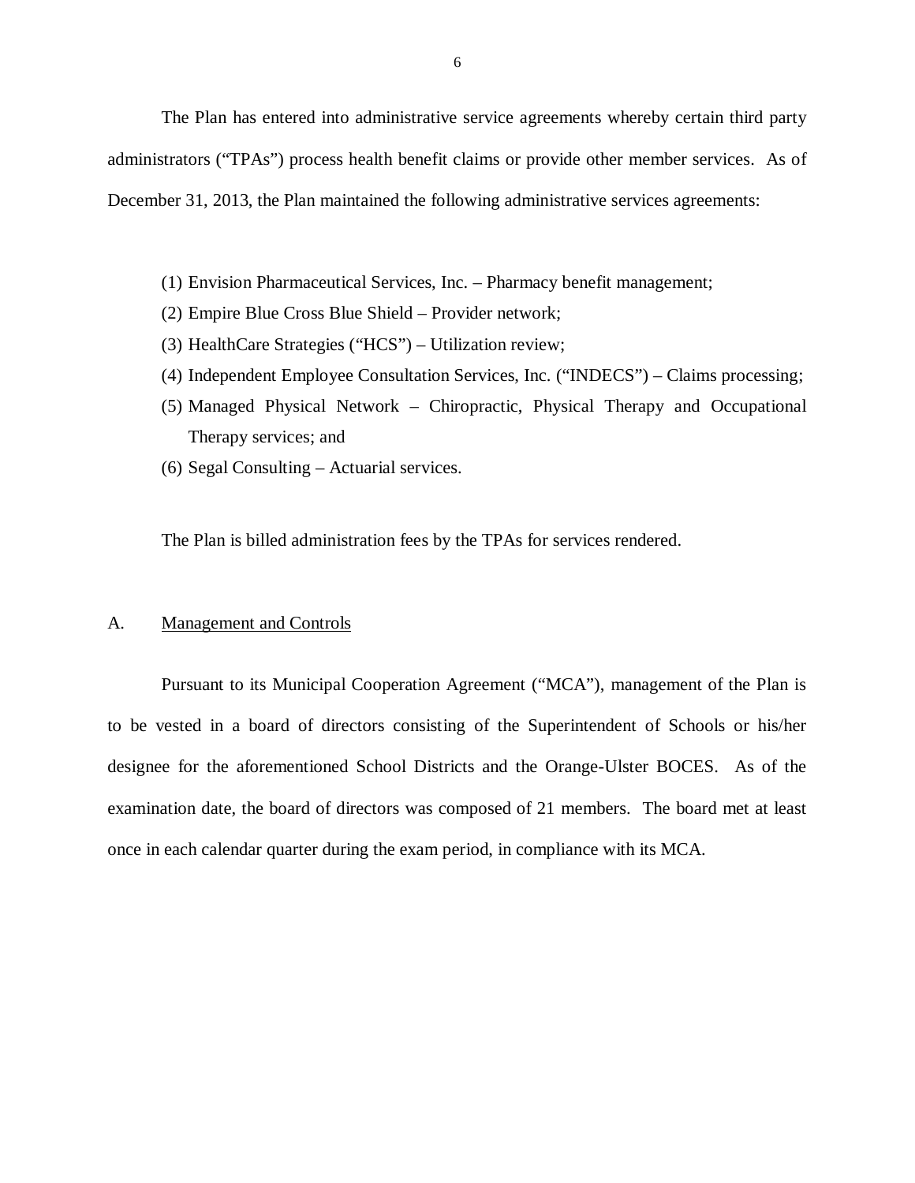The Plan has entered into administrative service agreements whereby certain third party administrators ("TPAs") process health benefit claims or provide other member services. As of December 31, 2013, the Plan maintained the following administrative services agreements:

(1) Envision Pharmaceutical Services, Inc. – Pharmacy benefit management;
(2) Empire Blue Cross Blue Shield – Provider network;
(3) HealthCare Strategies ("HCS") – Utilization review;
(4) Independent Employee Consultation Services, Inc. ("INDECS") – Claims processing;
(5) Managed Physical Network – Chiropractic, Physical Therapy and Occupational Therapy services; and
(6) Segal Consulting – Actuarial services.

The Plan is billed administration fees by the TPAs for services rendered.

## A. Management and Controls

Pursuant to its Municipal Cooperation Agreement ("MCA"), management of the Plan is to be vested in a board of directors consisting of the Superintendent of Schools or his/her designee for the aforementioned School Districts and the Orange-Ulster BOCES. As of the examination date, the board of directors was composed of 21 members. The board met at least once in each calendar quarter during the exam period, in compliance with its MCA.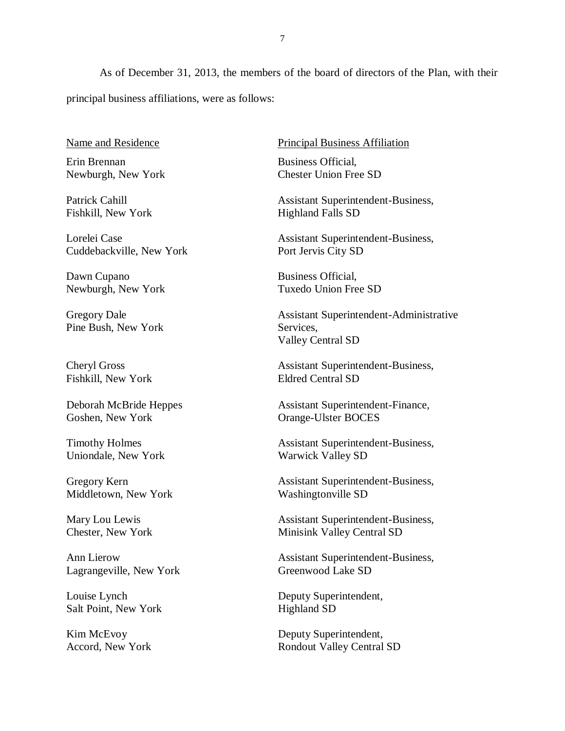As of December 31, 2013, the members of the board of directors of the Plan, with their principal business affiliations, were as follows:

| Name and Residence | Principal Business Affiliation |
|---|---|
| Erin Brennan<br>Newburgh, New York | Business Official,<br>Chester Union Free SD |
| Patrick Cahill<br>Fishkill, New York | Assistant Superintendent-Business,<br>Highland Falls SD |
| Lorelei Case<br>Cuddebackville, New York | Assistant Superintendent-Business,<br>Port Jervis City SD |
| Dawn Cupano<br>Newburgh, New York | Business Official,<br>Tuxedo Union Free SD |
| Gregory Dale<br>Pine Bush, New York | Assistant Superintendent-Administrative Services,<br>Valley Central SD |
| Cheryl Gross<br>Fishkill, New York | Assistant Superintendent-Business,<br>Eldred Central SD |
| Deborah McBride Heppes<br>Goshen, New York | Assistant Superintendent-Finance,<br>Orange-Ulster BOCES |
| Timothy Holmes<br>Uniondale, New York | Assistant Superintendent-Business,<br>Warwick Valley SD |
| Gregory Kern<br>Middletown, New York | Assistant Superintendent-Business,<br>Washingtonville SD |
| Mary Lou Lewis<br>Chester, New York | Assistant Superintendent-Business,<br>Minisink Valley Central SD |
| Ann Lierow<br>Lagrangeville, New York | Assistant Superintendent-Business,<br>Greenwood Lake SD |
| Louise Lynch<br>Salt Point, New York | Deputy Superintendent,<br>Highland SD |
| Kim McEvoy<br>Accord, New York | Deputy Superintendent,<br>Rondout Valley Central SD |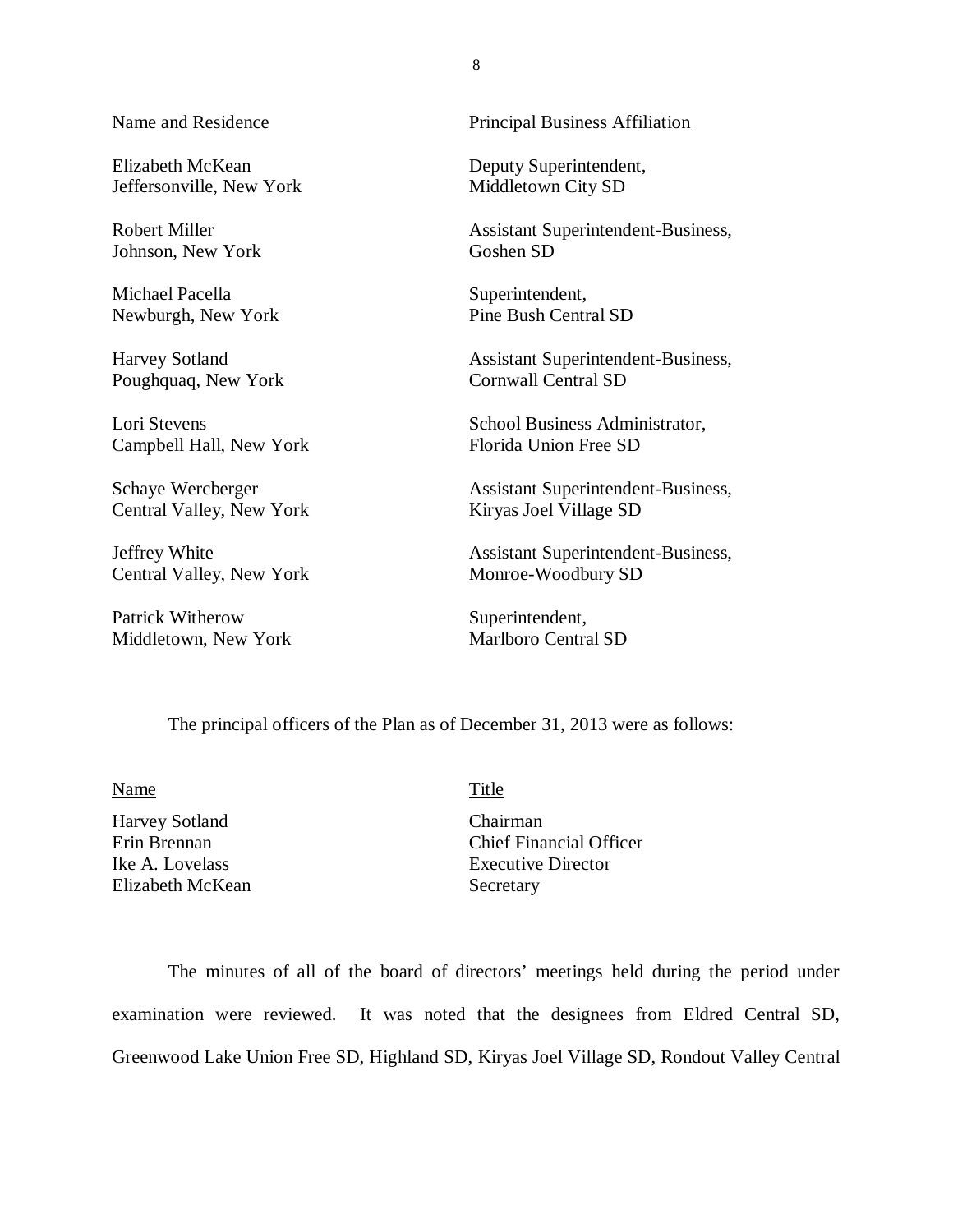| Name and Residence | Principal Business Affiliation |
| --- | --- |
| Elizabeth McKean<br>Jeffersonville, New York | Deputy Superintendent,<br>Middletown City SD |
| Robert Miller<br>Johnson, New York | Assistant Superintendent-Business,<br>Goshen SD |
| Michael Pacella<br>Newburgh, New York | Superintendent,<br>Pine Bush Central SD |
| Harvey Sotland<br>Poughquaq, New York | Assistant Superintendent-Business,<br>Cornwall Central SD |
| Lori Stevens<br>Campbell Hall, New York | School Business Administrator,<br>Florida Union Free SD |
| Schaye Wercberger<br>Central Valley, New York | Assistant Superintendent-Business,<br>Kiryas Joel Village SD |
| Jeffrey White<br>Central Valley, New York | Assistant Superintendent-Business,<br>Monroe-Woodbury SD |
| Patrick Witherow<br>Middletown, New York | Superintendent,<br>Marlboro Central SD |

The principal officers of the Plan as of December 31, 2013 were as follows:

| Name | Title |
| --- | --- |
| Harvey Sotland | Chairman |
| Erin Brennan | Chief Financial Officer |
| Ike A. Lovelass | Executive Director |
| Elizabeth McKean | Secretary |

The minutes of all of the board of directors' meetings held during the period under examination were reviewed. It was noted that the designees from Eldred Central SD, Greenwood Lake Union Free SD, Highland SD, Kiryas Joel Village SD, Rondout Valley Central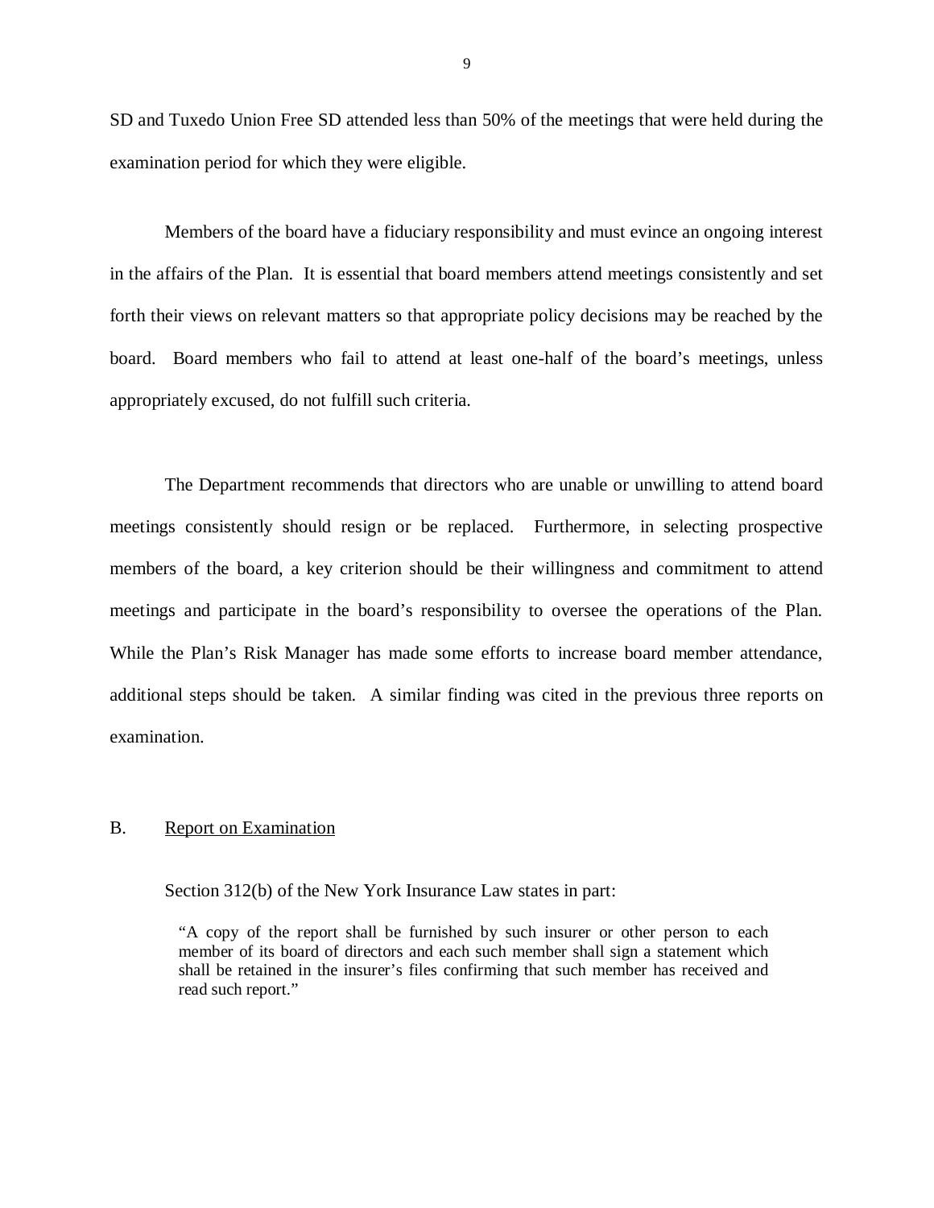SD and Tuxedo Union Free SD attended less than 50% of the meetings that were held during the examination period for which they were eligible.

Members of the board have a fiduciary responsibility and must evince an ongoing interest in the affairs of the Plan. It is essential that board members attend meetings consistently and set forth their views on relevant matters so that appropriate policy decisions may be reached by the board. Board members who fail to attend at least one-half of the board's meetings, unless appropriately excused, do not fulfill such criteria.

The Department recommends that directors who are unable or unwilling to attend board meetings consistently should resign or be replaced. Furthermore, in selecting prospective members of the board, a key criterion should be their willingness and commitment to attend meetings and participate in the board's responsibility to oversee the operations of the Plan. While the Plan's Risk Manager has made some efforts to increase board member attendance, additional steps should be taken. A similar finding was cited in the previous three reports on examination.

B. Report on Examination

Section 312(b) of the New York Insurance Law states in part:

> "A copy of the report shall be furnished by such insurer or other person to each member of its board of directors and each such member shall sign a statement which shall be retained in the insurer's files confirming that such member has received and read such report."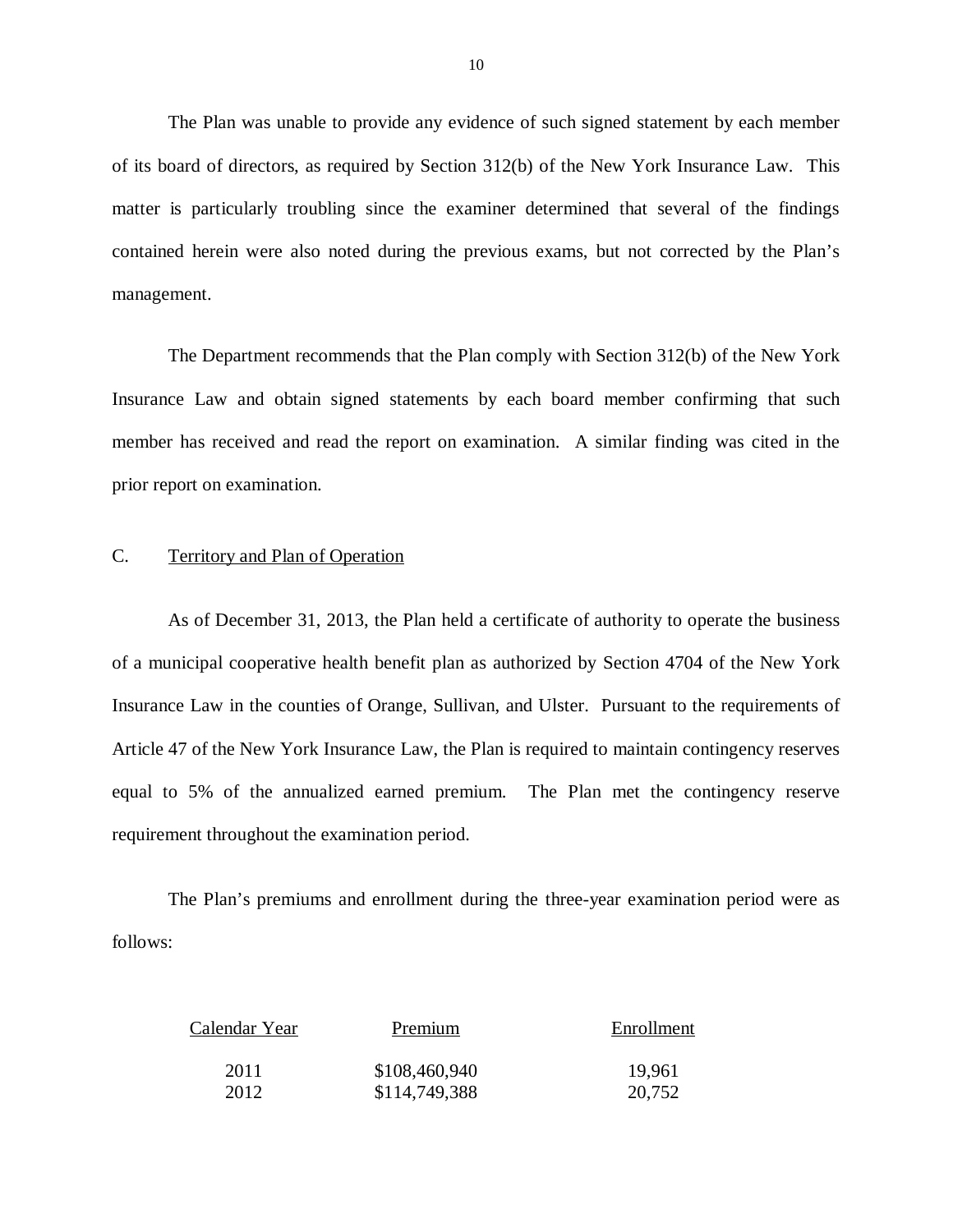The Plan was unable to provide any evidence of such signed statement by each member of its board of directors, as required by Section 312(b) of the New York Insurance Law. This matter is particularly troubling since the examiner determined that several of the findings contained herein were also noted during the previous exams, but not corrected by the Plan's management.

The Department recommends that the Plan comply with Section 312(b) of the New York Insurance Law and obtain signed statements by each board member confirming that such member has received and read the report on examination. A similar finding was cited in the prior report on examination.

## C. Territory and Plan of Operation

As of December 31, 2013, the Plan held a certificate of authority to operate the business of a municipal cooperative health benefit plan as authorized by Section 4704 of the New York Insurance Law in the counties of Orange, Sullivan, and Ulster. Pursuant to the requirements of Article 47 of the New York Insurance Law, the Plan is required to maintain contingency reserves equal to 5% of the annualized earned premium. The Plan met the contingency reserve requirement throughout the examination period.

The Plan's premiums and enrollment during the three-year examination period were as follows:

| Calendar Year | Premium | Enrollment |
|---|---|---|
| 2011 | $108,460,940 | 19,961 |
| 2012 | $114,749,388 | 20,752 |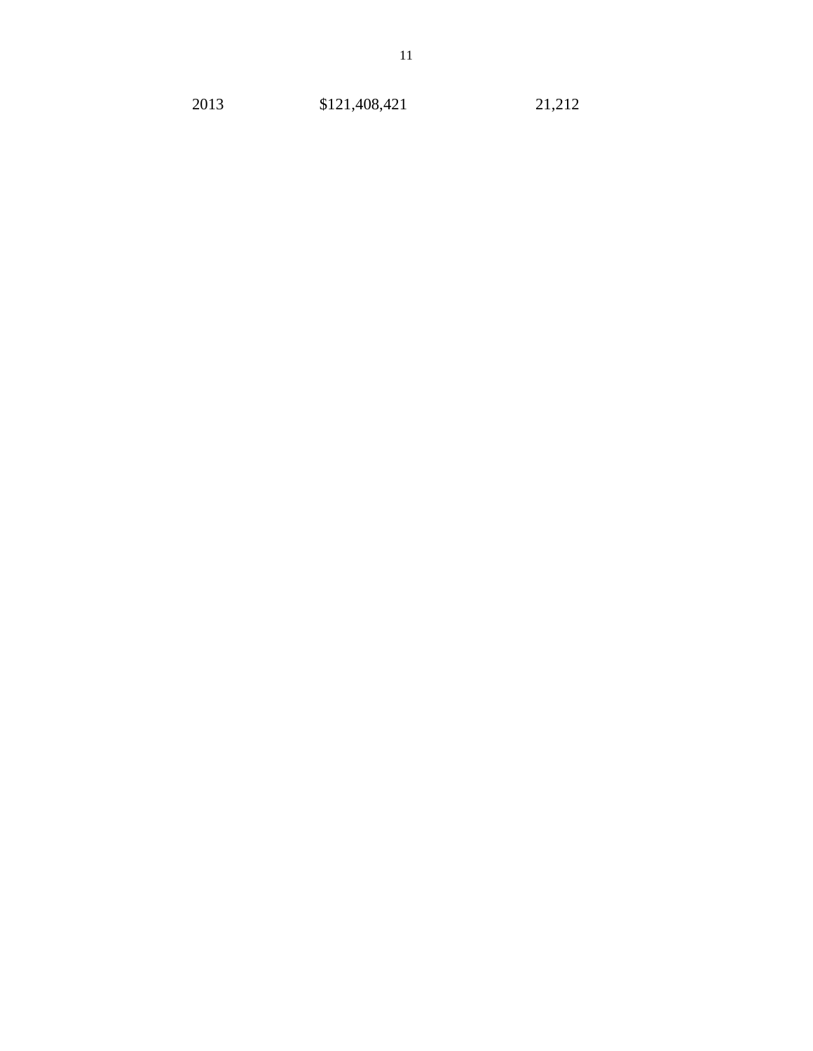| | | |
|---|---|---|
| 2013 | $121,408,421 | 21,212 |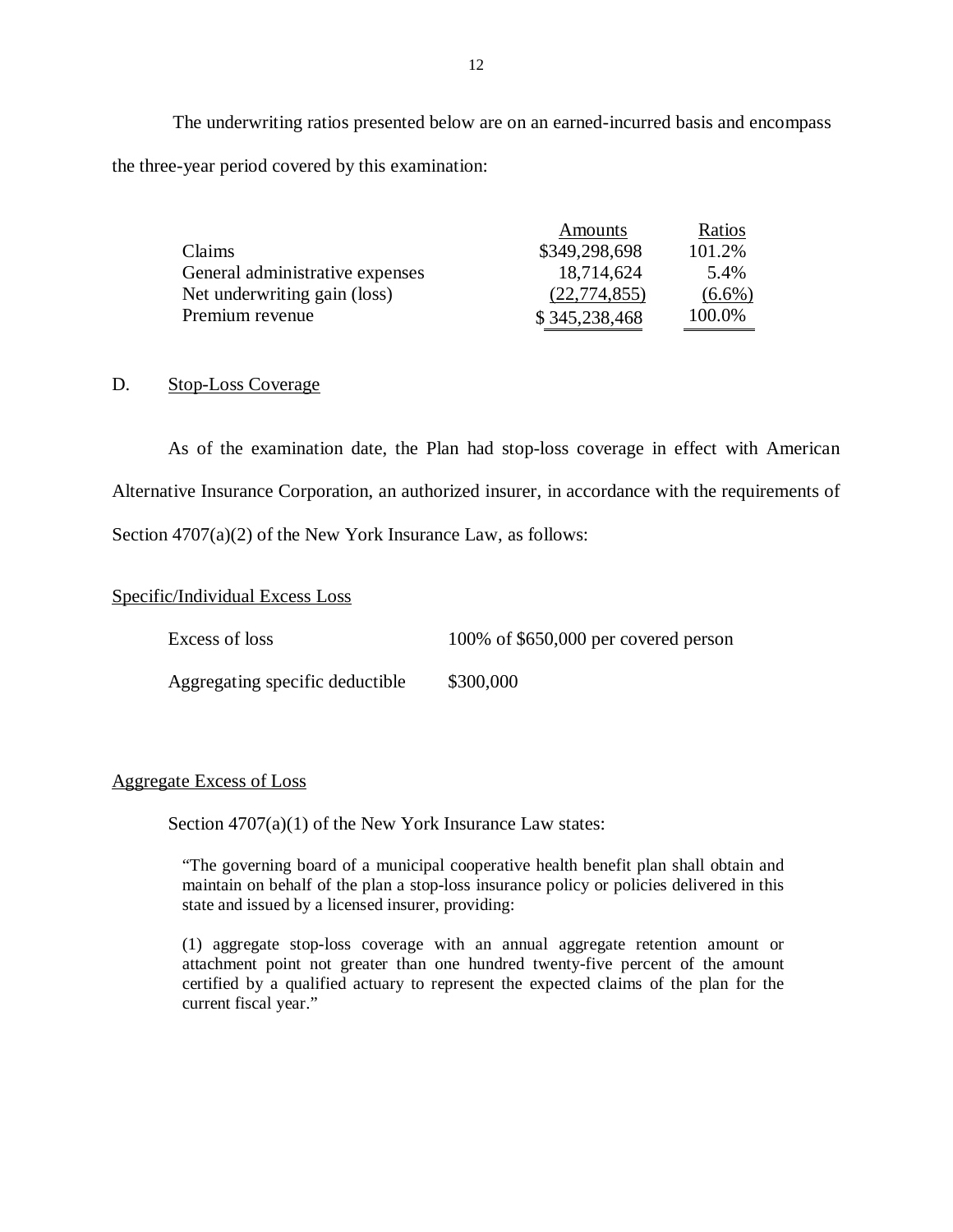The underwriting ratios presented below are on an earned-incurred basis and encompass the three-year period covered by this examination:

| | Amounts | Ratios |
|---|---|---|
| Claims | $349,298,698 | 101.2% |
| General administrative expenses | 18,714,624 | 5.4% |
| Net underwriting gain (loss) | (22,774,855) | (6.6%) |
| Premium revenue | $ 345,238,468 | 100.0% |

D. Stop-Loss Coverage

As of the examination date, the Plan had stop-loss coverage in effect with American Alternative Insurance Corporation, an authorized insurer, in accordance with the requirements of Section 4707(a)(2) of the New York Insurance Law, as follows:

Specific/Individual Excess Loss

| | |
|---|---|
| Excess of loss | 100% of $650,000 per covered person |
| Aggregating specific deductible | $300,000 |

Aggregate Excess of Loss

Section 4707(a)(1) of the New York Insurance Law states:

> "The governing board of a municipal cooperative health benefit plan shall obtain and maintain on behalf of the plan a stop-loss insurance policy or policies delivered in this state and issued by a licensed insurer, providing:
>
> (1) aggregate stop-loss coverage with an annual aggregate retention amount or attachment point not greater than one hundred twenty-five percent of the amount certified by a qualified actuary to represent the expected claims of the plan for the current fiscal year."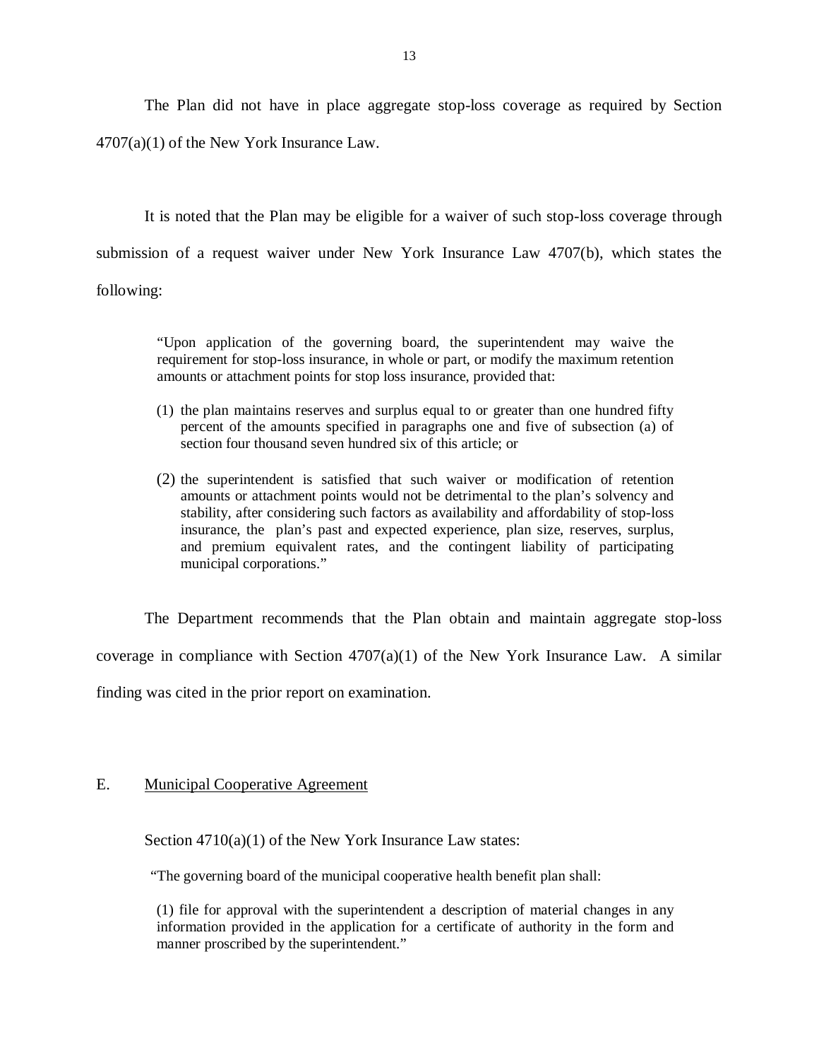The Plan did not have in place aggregate stop-loss coverage as required by Section 4707(a)(1) of the New York Insurance Law.

It is noted that the Plan may be eligible for a waiver of such stop-loss coverage through submission of a request waiver under New York Insurance Law 4707(b), which states the following:

> "Upon application of the governing board, the superintendent may waive the requirement for stop-loss insurance, in whole or part, or modify the maximum retention amounts or attachment points for stop loss insurance, provided that:
>
> (1) the plan maintains reserves and surplus equal to or greater than one hundred fifty percent of the amounts specified in paragraphs one and five of subsection (a) of section four thousand seven hundred six of this article; or
>
> (2) the superintendent is satisfied that such waiver or modification of retention amounts or attachment points would not be detrimental to the plan's solvency and stability, after considering such factors as availability and affordability of stop-loss insurance, the plan's past and expected experience, plan size, reserves, surplus, and premium equivalent rates, and the contingent liability of participating municipal corporations."

The Department recommends that the Plan obtain and maintain aggregate stop-loss coverage in compliance with Section 4707(a)(1) of the New York Insurance Law. A similar finding was cited in the prior report on examination.

## E. Municipal Cooperative Agreement

Section 4710(a)(1) of the New York Insurance Law states:

> "The governing board of the municipal cooperative health benefit plan shall:
>
> (1) file for approval with the superintendent a description of material changes in any information provided in the application for a certificate of authority in the form and manner proscribed by the superintendent."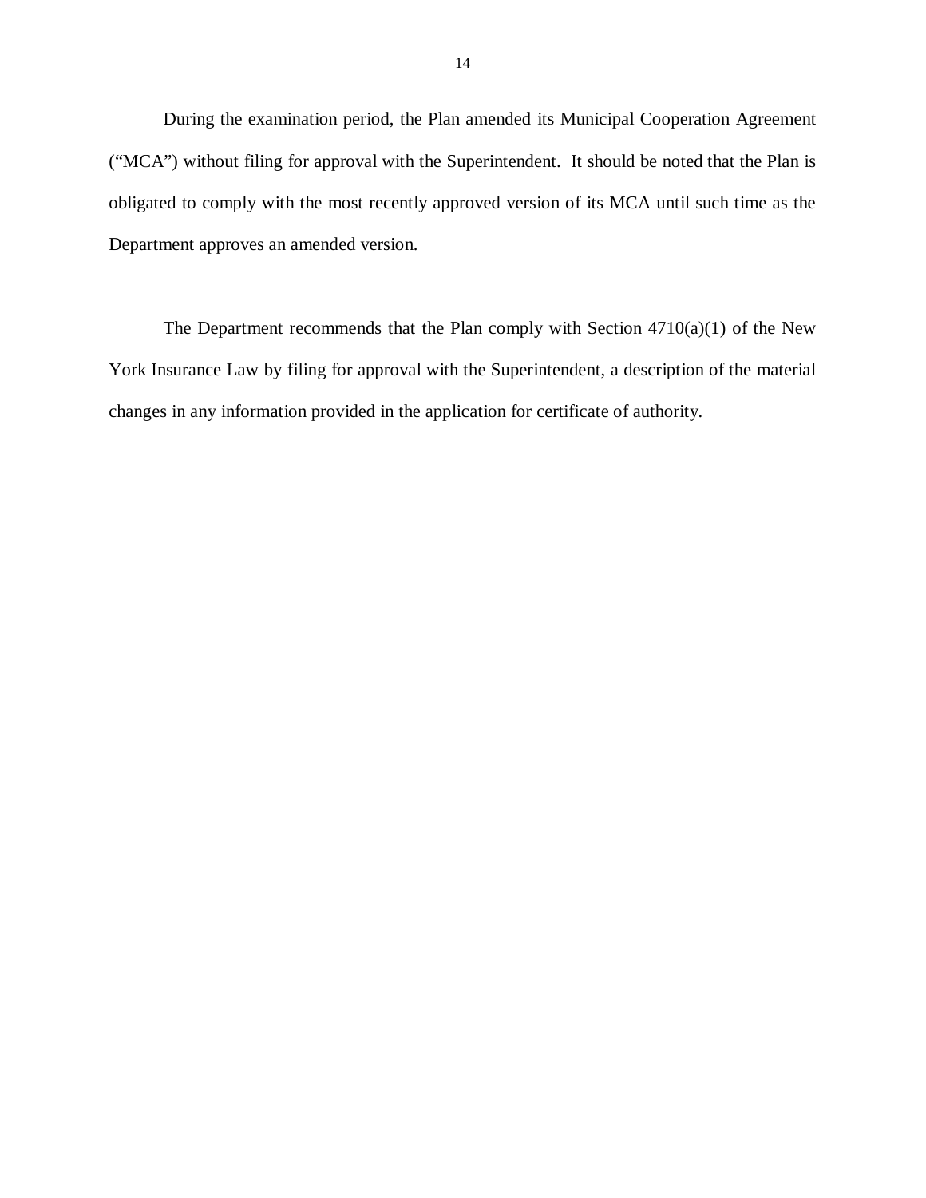During the examination period, the Plan amended its Municipal Cooperation Agreement ("MCA") without filing for approval with the Superintendent. It should be noted that the Plan is obligated to comply with the most recently approved version of its MCA until such time as the Department approves an amended version.

The Department recommends that the Plan comply with Section 4710(a)(1) of the New York Insurance Law by filing for approval with the Superintendent, a description of the material changes in any information provided in the application for certificate of authority.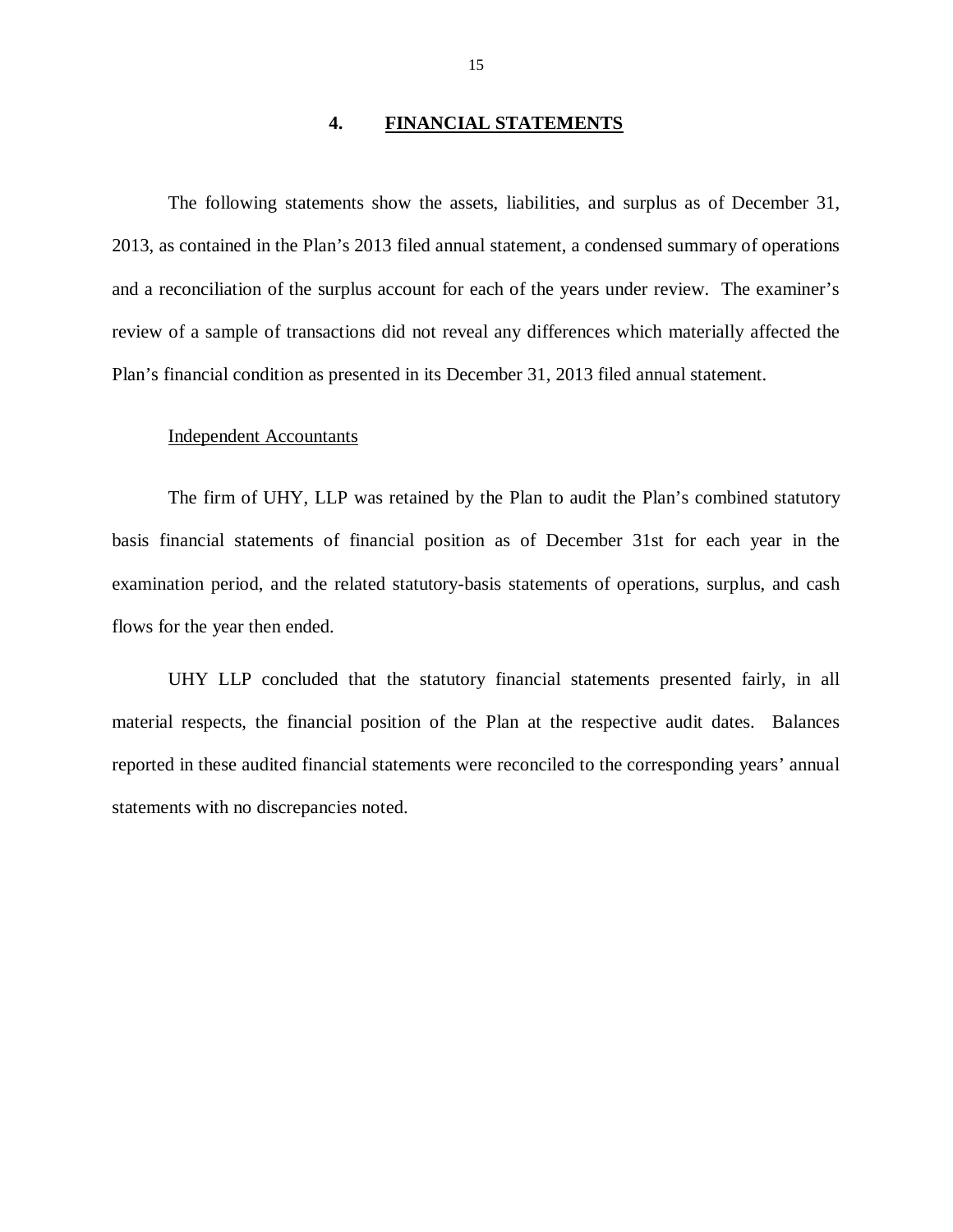## 4. FINANCIAL STATEMENTS

The following statements show the assets, liabilities, and surplus as of December 31, 2013, as contained in the Plan's 2013 filed annual statement, a condensed summary of operations and a reconciliation of the surplus account for each of the years under review. The examiner's review of a sample of transactions did not reveal any differences which materially affected the Plan's financial condition as presented in its December 31, 2013 filed annual statement.

Independent Accountants

The firm of UHY, LLP was retained by the Plan to audit the Plan's combined statutory basis financial statements of financial position as of December 31st for each year in the examination period, and the related statutory-basis statements of operations, surplus, and cash flows for the year then ended.

UHY LLP concluded that the statutory financial statements presented fairly, in all material respects, the financial position of the Plan at the respective audit dates. Balances reported in these audited financial statements were reconciled to the corresponding years' annual statements with no discrepancies noted.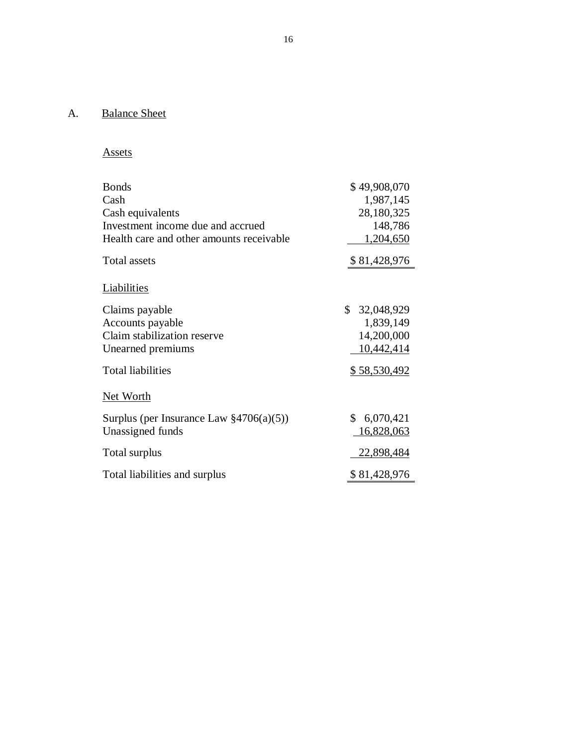## A. Balance Sheet

### Assets

| | |
|---|---|
| Bonds | $ 49,908,070 |
| Cash | 1,987,145 |
| Cash equivalents | 28,180,325 |
| Investment income due and accrued | 148,786 |
| Health care and other amounts receivable | 1,204,650 |
| Total assets | $ 81,428,976 |

### Liabilities

| | |
|---|---|
| Claims payable | $ 32,048,929 |
| Accounts payable | 1,839,149 |
| Claim stabilization reserve | 14,200,000 |
| Unearned premiums | 10,442,414 |
| Total liabilities | $ 58,530,492 |

### Net Worth

| | |
|---|---|
| Surplus (per Insurance Law §4706(a)(5)) | $ 6,070,421 |
| Unassigned funds | 16,828,063 |
| Total surplus | 22,898,484 |
| Total liabilities and surplus | $ 81,428,976 |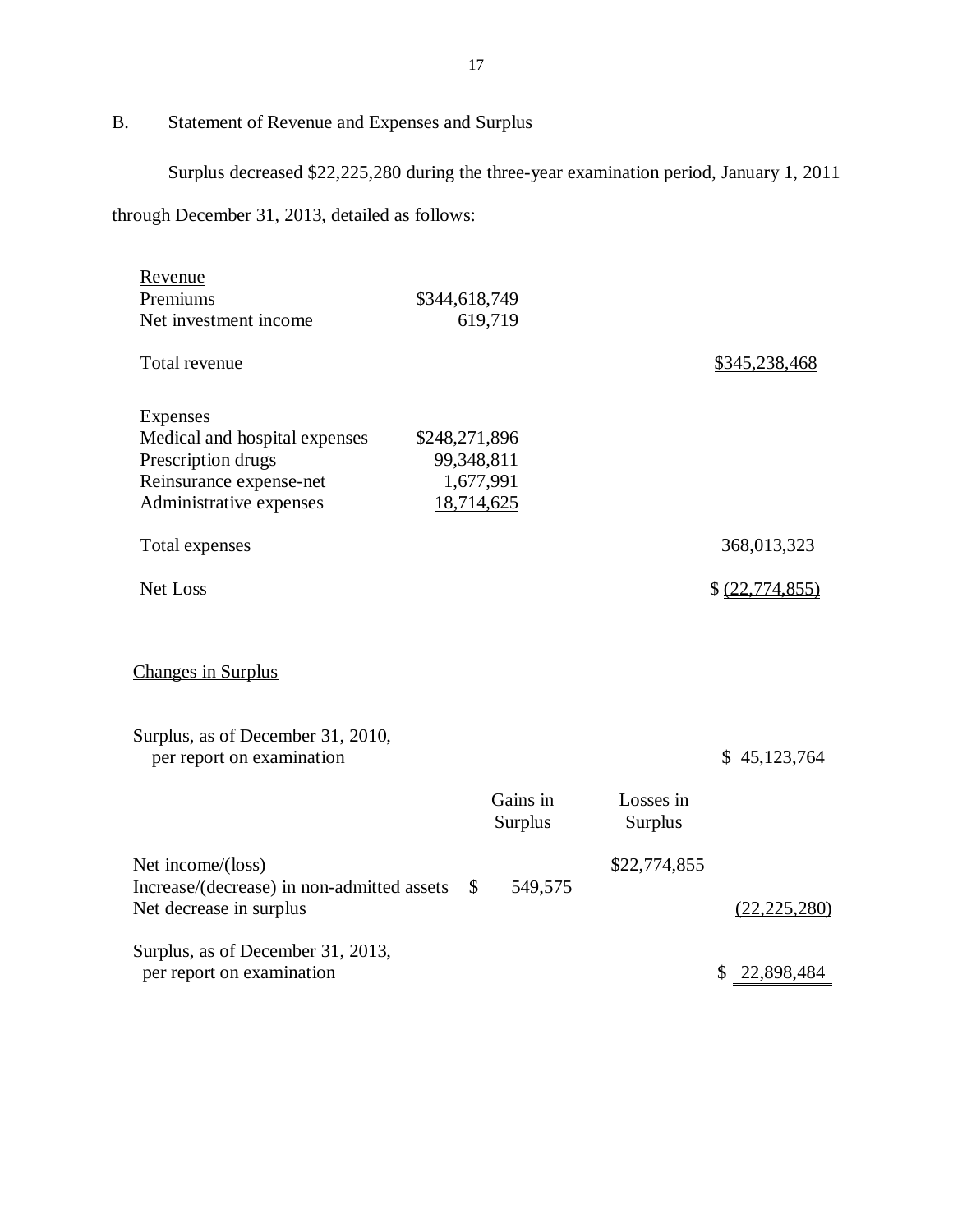## B. Statement of Revenue and Expenses and Surplus

Surplus decreased $22,225,280 during the three-year examination period, January 1, 2011 through December 31, 2013, detailed as follows:

| | | |
|---|---|---|
| **Revenue** | | |
| Premiums | $344,618,749 | |
| Net investment income | 619,719 | |
| Total revenue | | $345,238,468 |
| **Expenses** | | |
| Medical and hospital expenses | $248,271,896 | |
| Prescription drugs | 99,348,811 | |
| Reinsurance expense-net | 1,677,991 | |
| Administrative expenses | 18,714,625 | |
| Total expenses | | 368,013,323 |
| Net Loss | | $ (22,774,855) |

**Changes in Surplus**

| | Gains in Surplus | Losses in Surplus | |
|---|---|---|---|
| Surplus, as of December 31, 2010, per report on examination | | | $ 45,123,764 |
| Net income/(loss) | | $22,774,855 | |
| Increase/(decrease) in non-admitted assets | $ 549,575 | | |
| Net decrease in surplus | | | (22,225,280) |
| Surplus, as of December 31, 2013, per report on examination | | | $ 22,898,484 |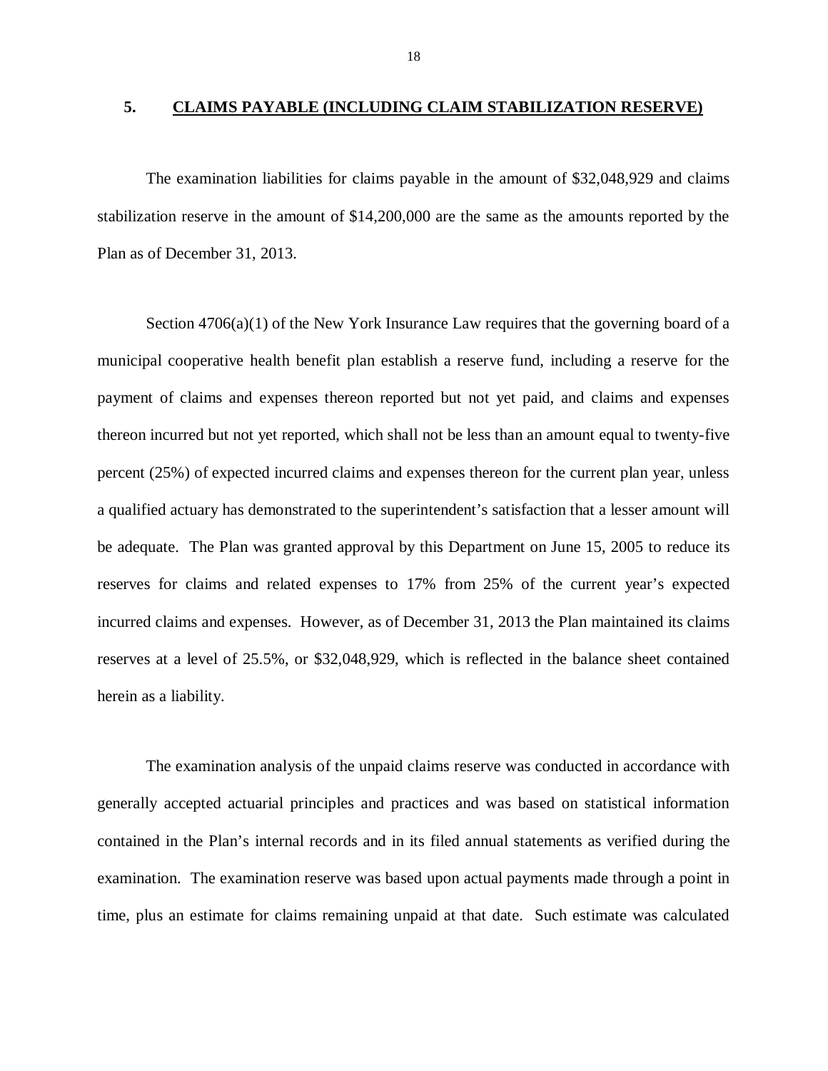## 5. CLAIMS PAYABLE (INCLUDING CLAIM STABILIZATION RESERVE)

The examination liabilities for claims payable in the amount of $32,048,929 and claims stabilization reserve in the amount of $14,200,000 are the same as the amounts reported by the Plan as of December 31, 2013.

Section 4706(a)(1) of the New York Insurance Law requires that the governing board of a municipal cooperative health benefit plan establish a reserve fund, including a reserve for the payment of claims and expenses thereon reported but not yet paid, and claims and expenses thereon incurred but not yet reported, which shall not be less than an amount equal to twenty-five percent (25%) of expected incurred claims and expenses thereon for the current plan year, unless a qualified actuary has demonstrated to the superintendent's satisfaction that a lesser amount will be adequate. The Plan was granted approval by this Department on June 15, 2005 to reduce its reserves for claims and related expenses to 17% from 25% of the current year's expected incurred claims and expenses. However, as of December 31, 2013 the Plan maintained its claims reserves at a level of 25.5%, or $32,048,929, which is reflected in the balance sheet contained herein as a liability.

The examination analysis of the unpaid claims reserve was conducted in accordance with generally accepted actuarial principles and practices and was based on statistical information contained in the Plan's internal records and in its filed annual statements as verified during the examination. The examination reserve was based upon actual payments made through a point in time, plus an estimate for claims remaining unpaid at that date. Such estimate was calculated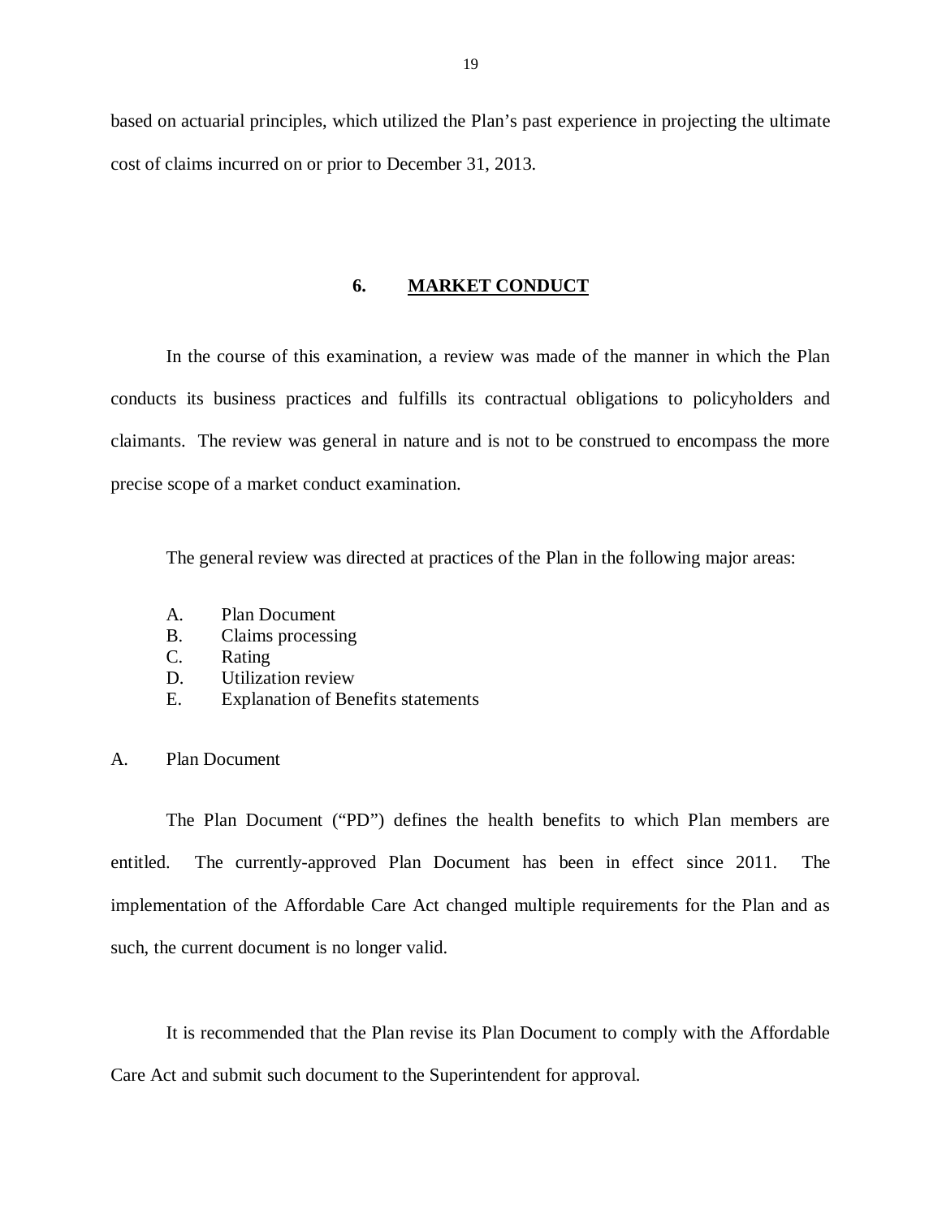based on actuarial principles, which utilized the Plan's past experience in projecting the ultimate cost of claims incurred on or prior to December 31, 2013.

## 6. MARKET CONDUCT

In the course of this examination, a review was made of the manner in which the Plan conducts its business practices and fulfills its contractual obligations to policyholders and claimants. The review was general in nature and is not to be construed to encompass the more precise scope of a market conduct examination.

The general review was directed at practices of the Plan in the following major areas:

A. Plan Document
B. Claims processing
C. Rating
D. Utilization review
E. Explanation of Benefits statements

### A. Plan Document

The Plan Document ("PD") defines the health benefits to which Plan members are entitled. The currently-approved Plan Document has been in effect since 2011. The implementation of the Affordable Care Act changed multiple requirements for the Plan and as such, the current document is no longer valid.

It is recommended that the Plan revise its Plan Document to comply with the Affordable Care Act and submit such document to the Superintendent for approval.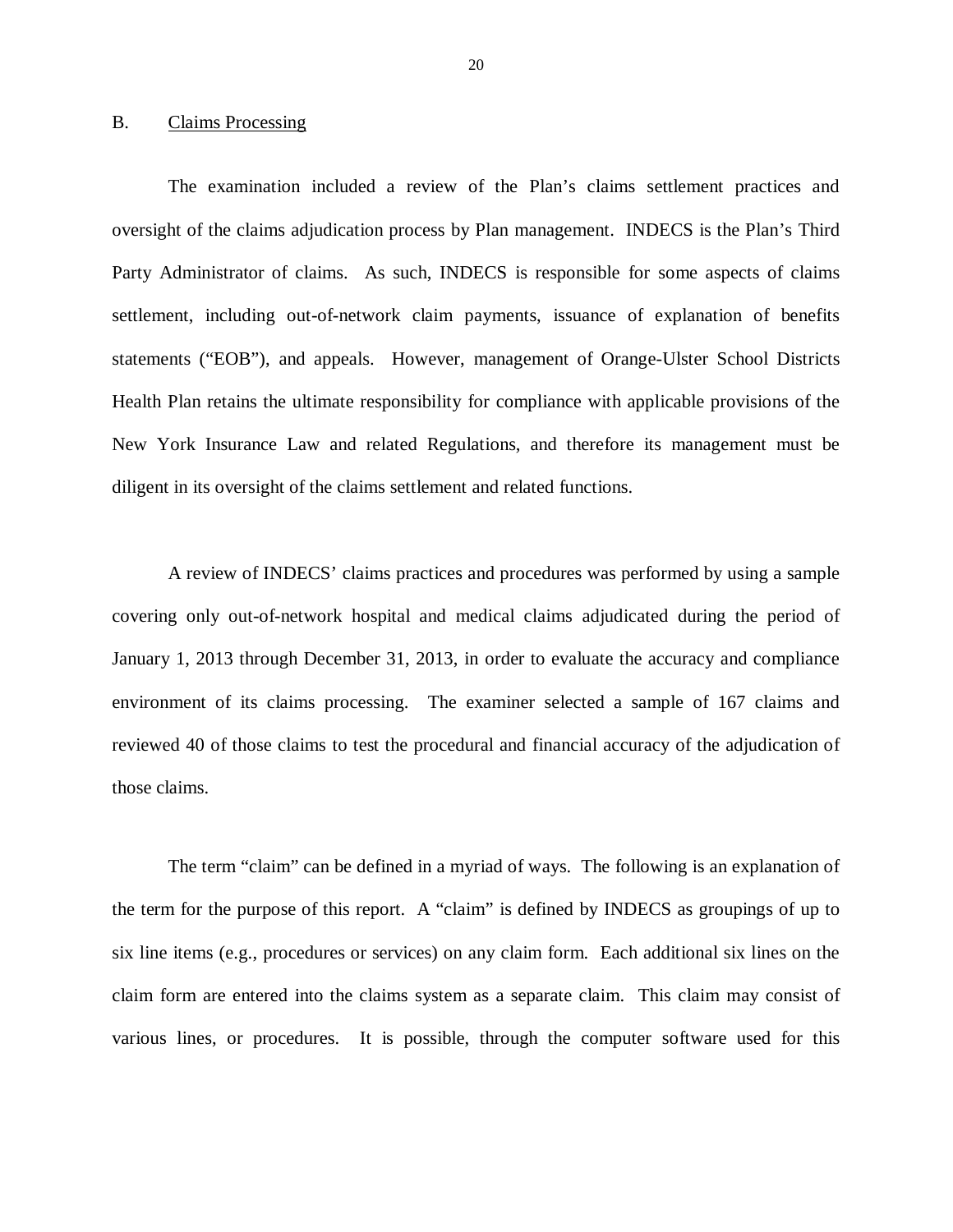## B. Claims Processing

The examination included a review of the Plan's claims settlement practices and oversight of the claims adjudication process by Plan management. INDECS is the Plan's Third Party Administrator of claims. As such, INDECS is responsible for some aspects of claims settlement, including out-of-network claim payments, issuance of explanation of benefits statements ("EOB"), and appeals. However, management of Orange-Ulster School Districts Health Plan retains the ultimate responsibility for compliance with applicable provisions of the New York Insurance Law and related Regulations, and therefore its management must be diligent in its oversight of the claims settlement and related functions.

A review of INDECS' claims practices and procedures was performed by using a sample covering only out-of-network hospital and medical claims adjudicated during the period of January 1, 2013 through December 31, 2013, in order to evaluate the accuracy and compliance environment of its claims processing. The examiner selected a sample of 167 claims and reviewed 40 of those claims to test the procedural and financial accuracy of the adjudication of those claims.

The term "claim" can be defined in a myriad of ways. The following is an explanation of the term for the purpose of this report. A "claim" is defined by INDECS as groupings of up to six line items (e.g., procedures or services) on any claim form. Each additional six lines on the claim form are entered into the claims system as a separate claim. This claim may consist of various lines, or procedures. It is possible, through the computer software used for this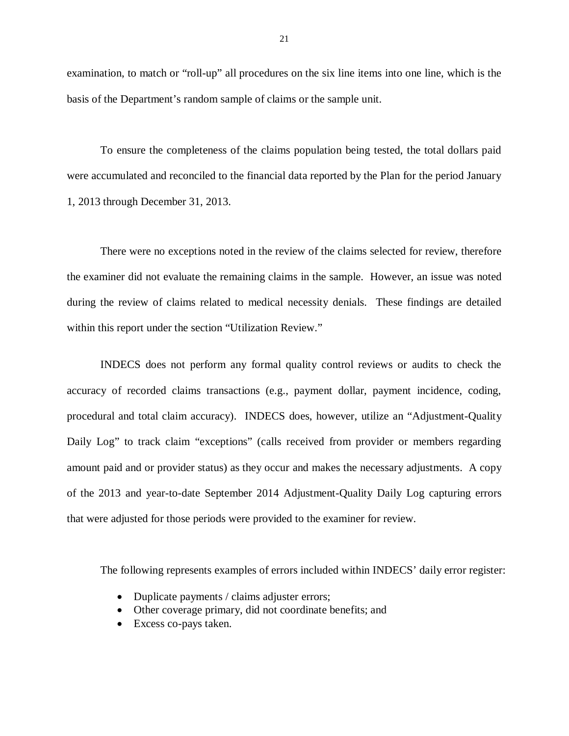examination, to match or "roll-up" all procedures on the six line items into one line, which is the basis of the Department's random sample of claims or the sample unit.

To ensure the completeness of the claims population being tested, the total dollars paid were accumulated and reconciled to the financial data reported by the Plan for the period January 1, 2013 through December 31, 2013.

There were no exceptions noted in the review of the claims selected for review, therefore the examiner did not evaluate the remaining claims in the sample. However, an issue was noted during the review of claims related to medical necessity denials. These findings are detailed within this report under the section "Utilization Review."

INDECS does not perform any formal quality control reviews or audits to check the accuracy of recorded claims transactions (e.g., payment dollar, payment incidence, coding, procedural and total claim accuracy). INDECS does, however, utilize an "Adjustment-Quality Daily Log" to track claim "exceptions" (calls received from provider or members regarding amount paid and or provider status) as they occur and makes the necessary adjustments. A copy of the 2013 and year-to-date September 2014 Adjustment-Quality Daily Log capturing errors that were adjusted for those periods were provided to the examiner for review.

The following represents examples of errors included within INDECS' daily error register:

- Duplicate payments / claims adjuster errors;
- Other coverage primary, did not coordinate benefits; and
- Excess co-pays taken.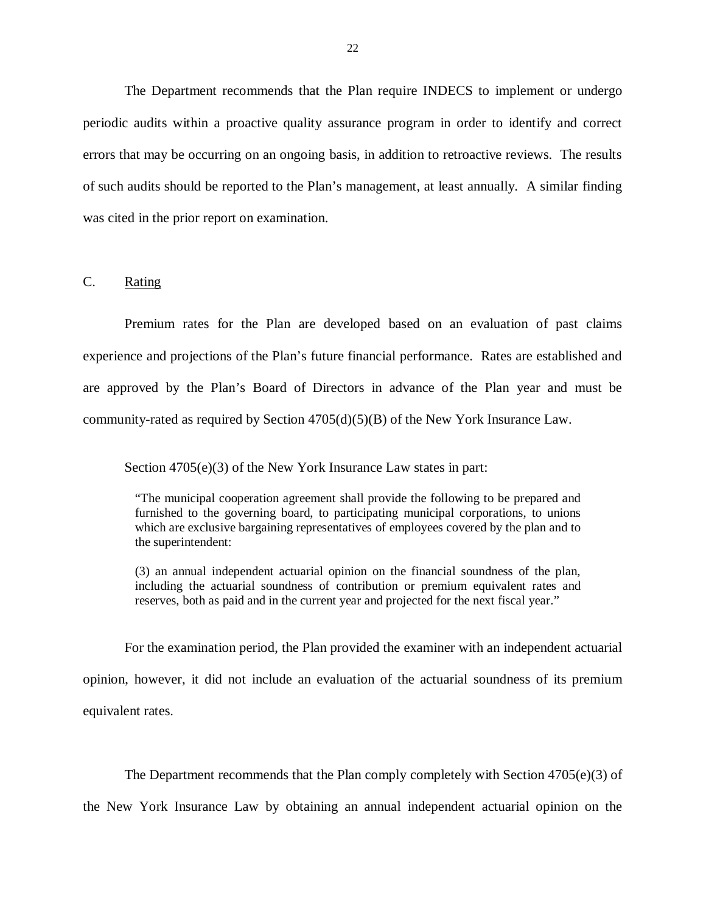The Department recommends that the Plan require INDECS to implement or undergo periodic audits within a proactive quality assurance program in order to identify and correct errors that may be occurring on an ongoing basis, in addition to retroactive reviews. The results of such audits should be reported to the Plan's management, at least annually. A similar finding was cited in the prior report on examination.

## C. Rating

Premium rates for the Plan are developed based on an evaluation of past claims experience and projections of the Plan's future financial performance. Rates are established and are approved by the Plan's Board of Directors in advance of the Plan year and must be community-rated as required by Section 4705(d)(5)(B) of the New York Insurance Law.

Section 4705(e)(3) of the New York Insurance Law states in part:

> "The municipal cooperation agreement shall provide the following to be prepared and furnished to the governing board, to participating municipal corporations, to unions which are exclusive bargaining representatives of employees covered by the plan and to the superintendent:
>
> (3) an annual independent actuarial opinion on the financial soundness of the plan, including the actuarial soundness of contribution or premium equivalent rates and reserves, both as paid and in the current year and projected for the next fiscal year."

For the examination period, the Plan provided the examiner with an independent actuarial opinion, however, it did not include an evaluation of the actuarial soundness of its premium equivalent rates.

The Department recommends that the Plan comply completely with Section 4705(e)(3) of the New York Insurance Law by obtaining an annual independent actuarial opinion on the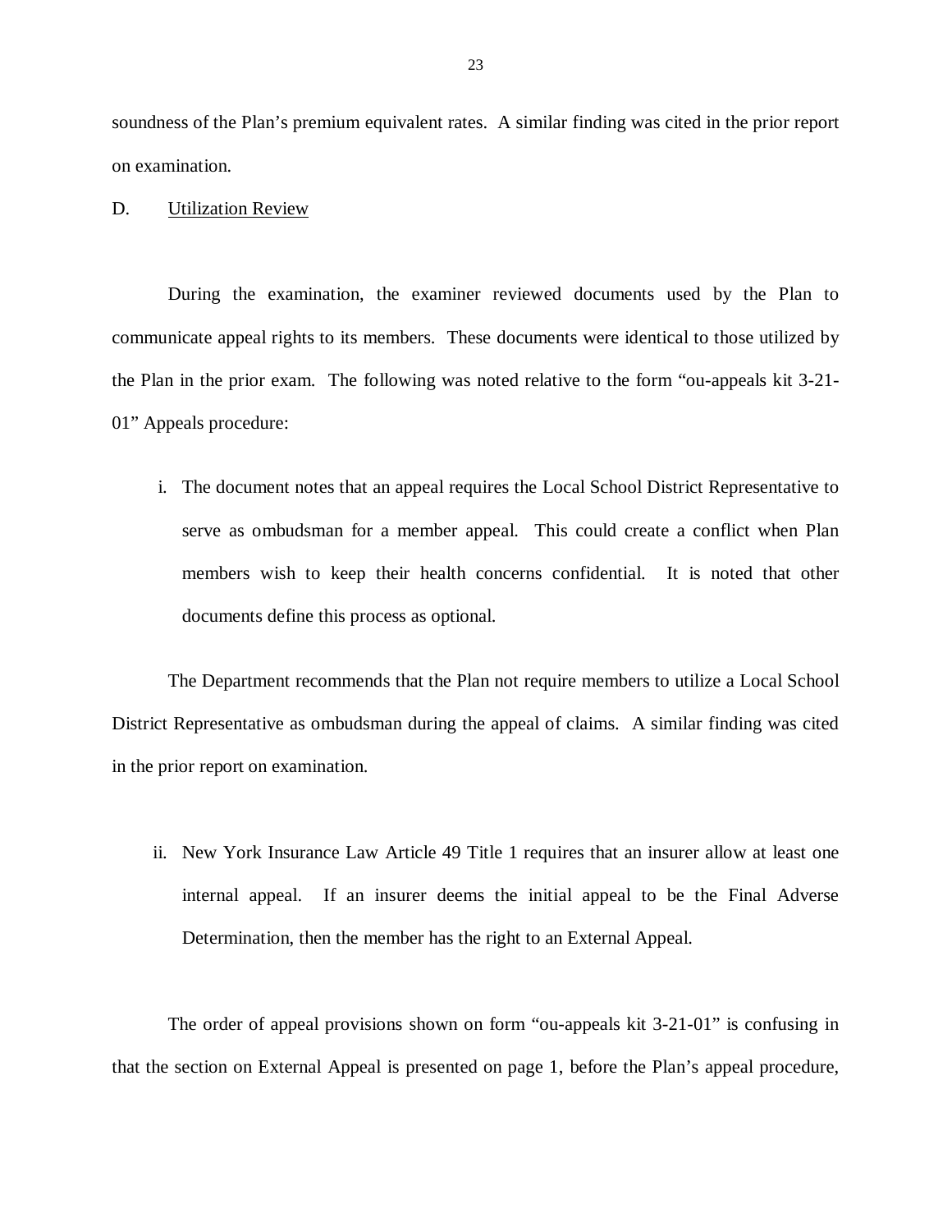soundness of the Plan's premium equivalent rates. A similar finding was cited in the prior report on examination.

D. Utilization Review

During the examination, the examiner reviewed documents used by the Plan to communicate appeal rights to its members. These documents were identical to those utilized by the Plan in the prior exam. The following was noted relative to the form "ou-appeals kit 3-21-01" Appeals procedure:

i. The document notes that an appeal requires the Local School District Representative to serve as ombudsman for a member appeal. This could create a conflict when Plan members wish to keep their health concerns confidential. It is noted that other documents define this process as optional.

The Department recommends that the Plan not require members to utilize a Local School District Representative as ombudsman during the appeal of claims. A similar finding was cited in the prior report on examination.

ii. New York Insurance Law Article 49 Title 1 requires that an insurer allow at least one internal appeal. If an insurer deems the initial appeal to be the Final Adverse Determination, then the member has the right to an External Appeal.

The order of appeal provisions shown on form "ou-appeals kit 3-21-01" is confusing in that the section on External Appeal is presented on page 1, before the Plan's appeal procedure,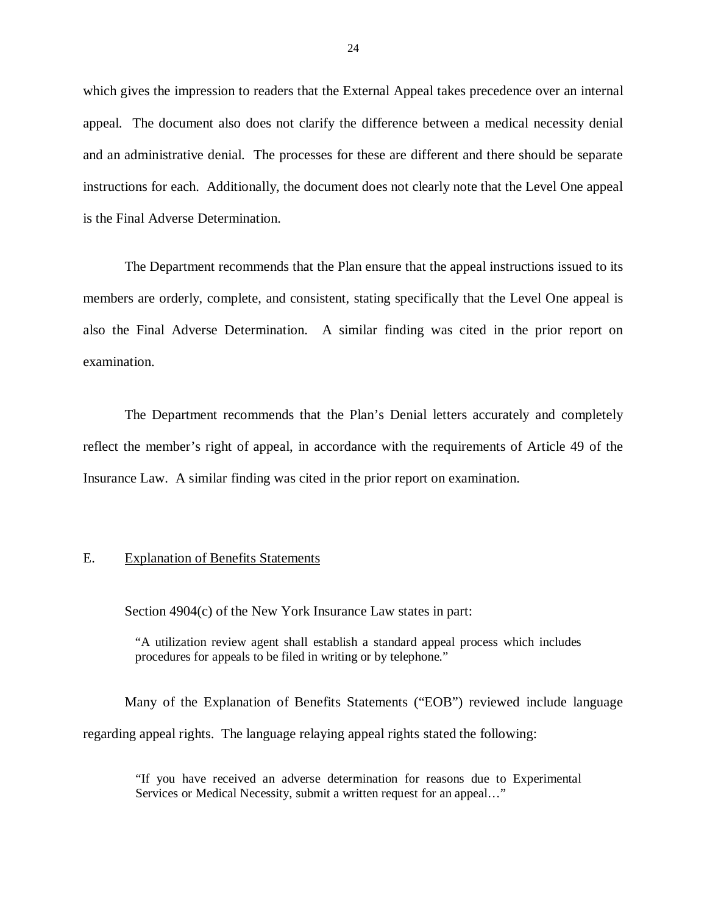which gives the impression to readers that the External Appeal takes precedence over an internal appeal. The document also does not clarify the difference between a medical necessity denial and an administrative denial. The processes for these are different and there should be separate instructions for each. Additionally, the document does not clearly note that the Level One appeal is the Final Adverse Determination.

The Department recommends that the Plan ensure that the appeal instructions issued to its members are orderly, complete, and consistent, stating specifically that the Level One appeal is also the Final Adverse Determination. A similar finding was cited in the prior report on examination.

The Department recommends that the Plan's Denial letters accurately and completely reflect the member's right of appeal, in accordance with the requirements of Article 49 of the Insurance Law. A similar finding was cited in the prior report on examination.

## E. Explanation of Benefits Statements

Section 4904(c) of the New York Insurance Law states in part:

> "A utilization review agent shall establish a standard appeal process which includes procedures for appeals to be filed in writing or by telephone."

Many of the Explanation of Benefits Statements ("EOB") reviewed include language regarding appeal rights. The language relaying appeal rights stated the following:

> "If you have received an adverse determination for reasons due to Experimental Services or Medical Necessity, submit a written request for an appeal…"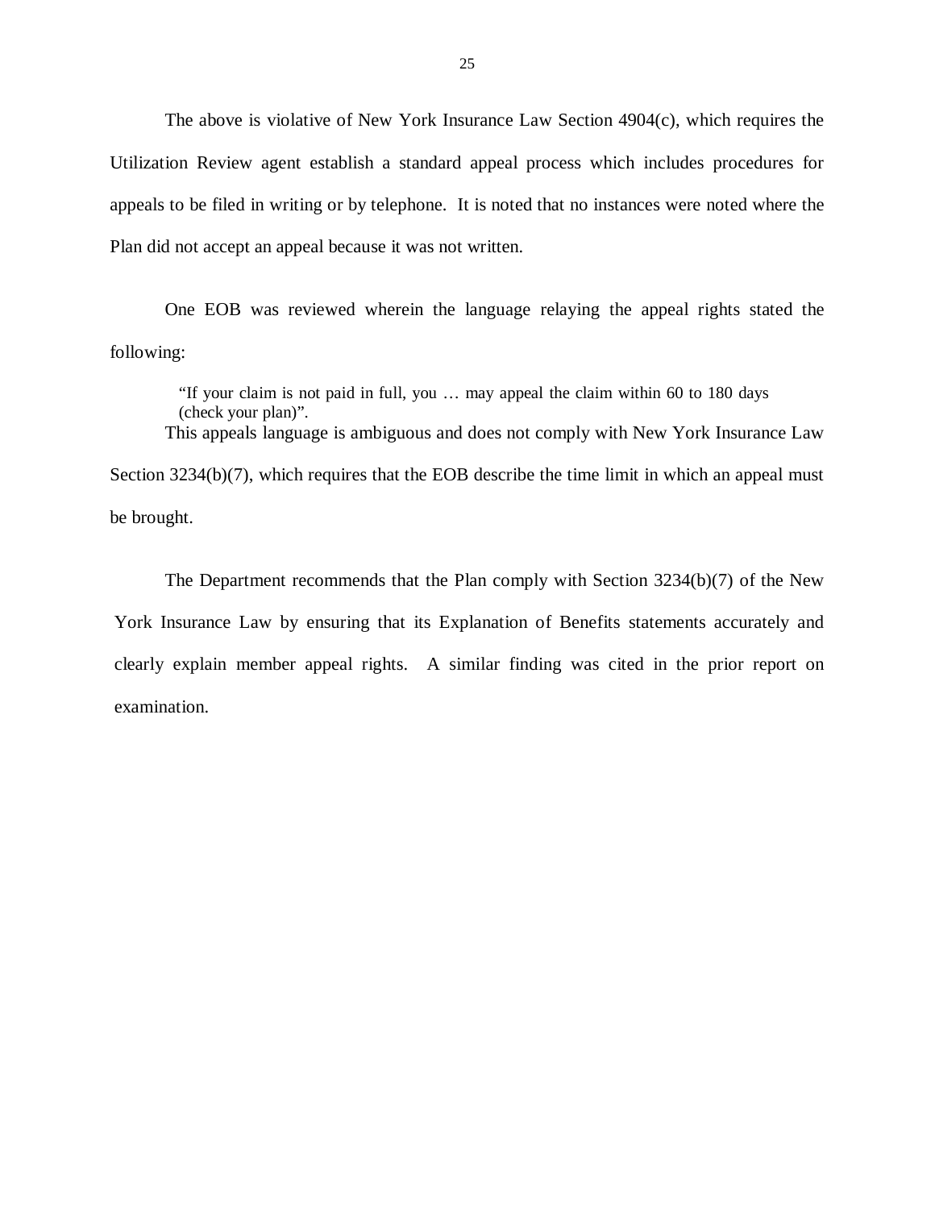The above is violative of New York Insurance Law Section 4904(c), which requires the Utilization Review agent establish a standard appeal process which includes procedures for appeals to be filed in writing or by telephone. It is noted that no instances were noted where the Plan did not accept an appeal because it was not written.

One EOB was reviewed wherein the language relaying the appeal rights stated the following:

> "If your claim is not paid in full, you … may appeal the claim within 60 to 180 days (check your plan)".

This appeals language is ambiguous and does not comply with New York Insurance Law Section 3234(b)(7), which requires that the EOB describe the time limit in which an appeal must be brought.

The Department recommends that the Plan comply with Section 3234(b)(7) of the New York Insurance Law by ensuring that its Explanation of Benefits statements accurately and clearly explain member appeal rights. A similar finding was cited in the prior report on examination.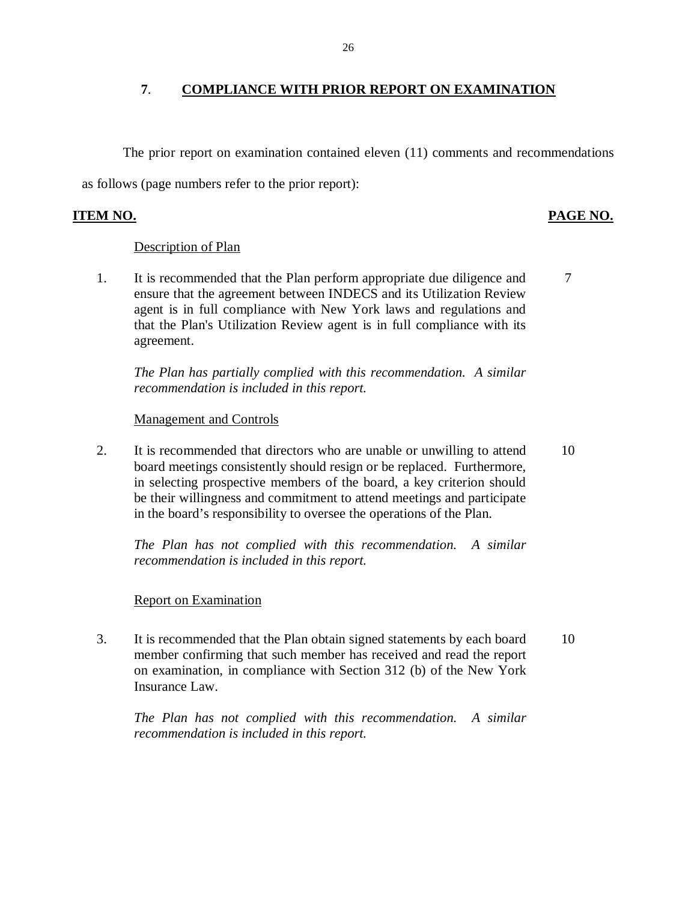## 7. COMPLIANCE WITH PRIOR REPORT ON EXAMINATION

The prior report on examination contained eleven (11) comments and recommendations as follows (page numbers refer to the prior report):

| ITEM NO. | | PAGE NO. |
|---|---|---|
| | Description of Plan | |
| 1. | It is recommended that the Plan perform appropriate due diligence and ensure that the agreement between INDECS and its Utilization Review agent is in full compliance with New York laws and regulations and that the Plan's Utilization Review agent is in full compliance with its agreement.<br><br>*The Plan has partially complied with this recommendation. A similar recommendation is included in this report.* | 7 |
| | Management and Controls | |
| 2. | It is recommended that directors who are unable or unwilling to attend board meetings consistently should resign or be replaced. Furthermore, in selecting prospective members of the board, a key criterion should be their willingness and commitment to attend meetings and participate in the board's responsibility to oversee the operations of the Plan.<br><br>*The Plan has not complied with this recommendation. A similar recommendation is included in this report.* | 10 |
| | Report on Examination | |
| 3. | It is recommended that the Plan obtain signed statements by each board member confirming that such member has received and read the report on examination, in compliance with Section 312 (b) of the New York Insurance Law.<br><br>*The Plan has not complied with this recommendation. A similar recommendation is included in this report.* | 10 |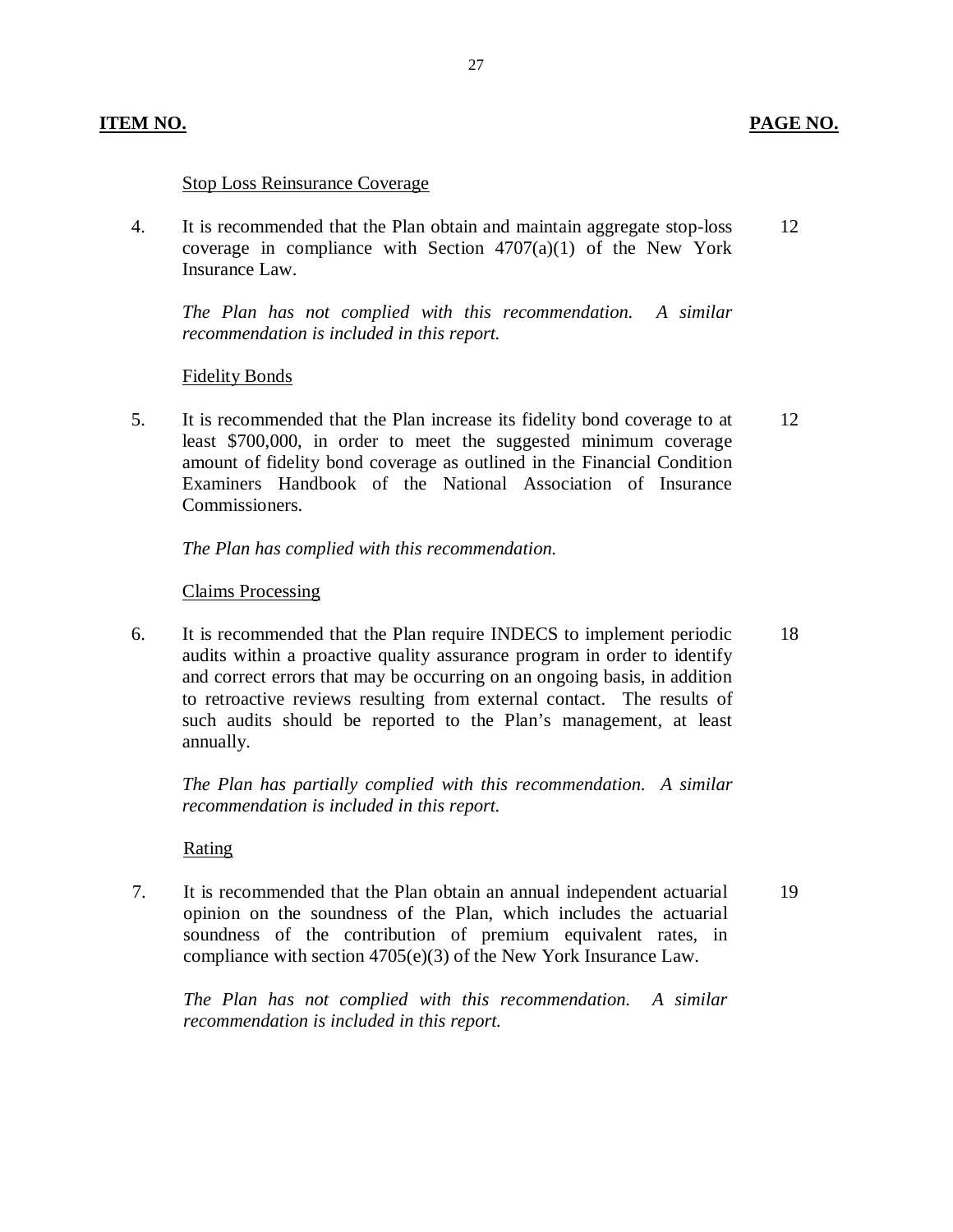**ITEM NO.** **PAGE NO.**

Stop Loss Reinsurance Coverage

4. It is recommended that the Plan obtain and maintain aggregate stop-loss coverage in compliance with Section 4707(a)(1) of the New York Insurance Law. 12

   *The Plan has not complied with this recommendation. A similar recommendation is included in this report.*

Fidelity Bonds

5. It is recommended that the Plan increase its fidelity bond coverage to at least $700,000, in order to meet the suggested minimum coverage amount of fidelity bond coverage as outlined in the Financial Condition Examiners Handbook of the National Association of Insurance Commissioners. 12

   *The Plan has complied with this recommendation.*

Claims Processing

6. It is recommended that the Plan require INDECS to implement periodic audits within a proactive quality assurance program in order to identify and correct errors that may be occurring on an ongoing basis, in addition to retroactive reviews resulting from external contact. The results of such audits should be reported to the Plan's management, at least annually. 18

   *The Plan has partially complied with this recommendation. A similar recommendation is included in this report.*

Rating

7. It is recommended that the Plan obtain an annual independent actuarial opinion on the soundness of the Plan, which includes the actuarial soundness of the contribution of premium equivalent rates, in compliance with section 4705(e)(3) of the New York Insurance Law. 19

   *The Plan has not complied with this recommendation. A similar recommendation is included in this report.*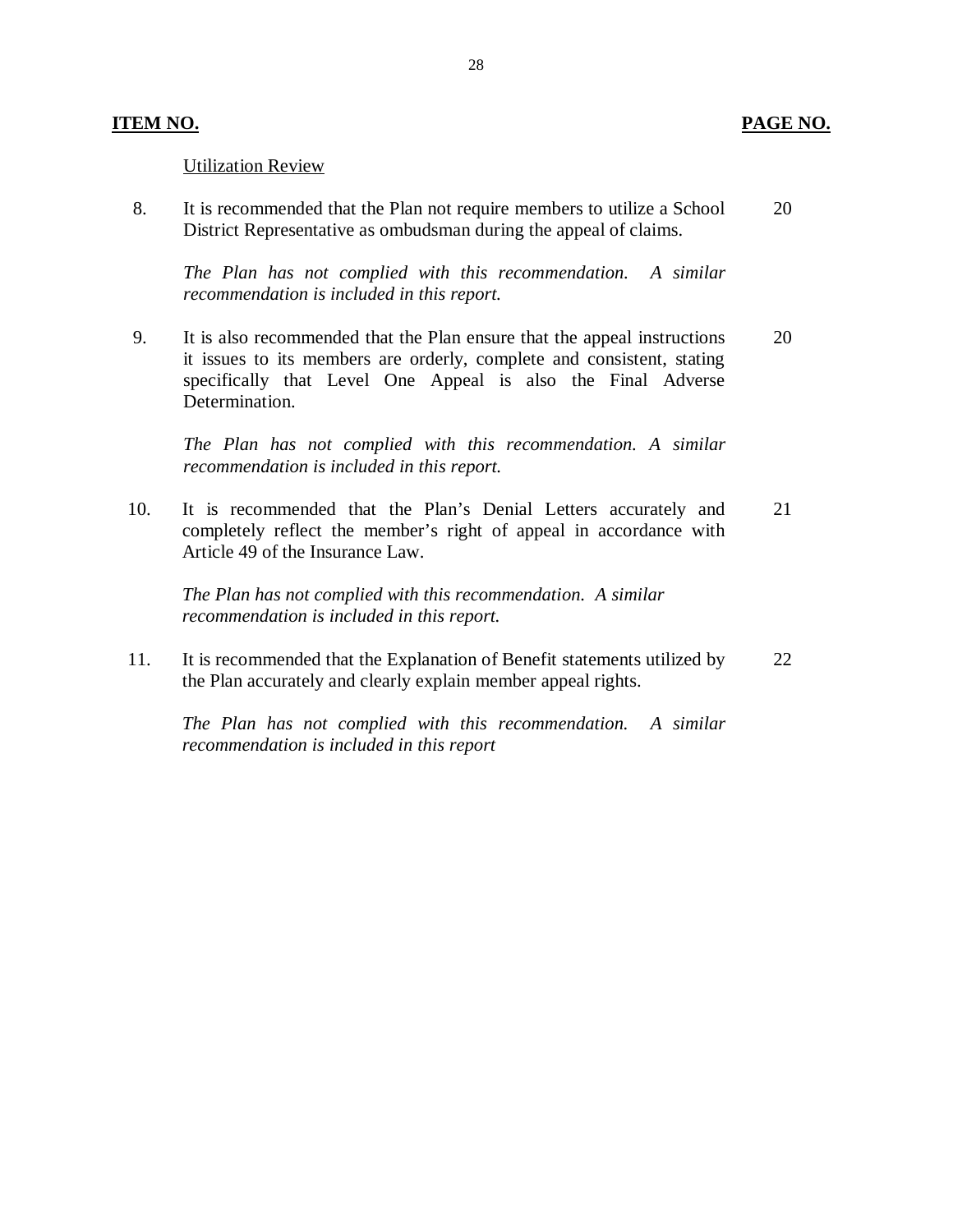| ITEM NO. | | PAGE NO. |
|---|---|---|
| | Utilization Review | |
| 8. | It is recommended that the Plan not require members to utilize a School District Representative as ombudsman during the appeal of claims.<br><br>*The Plan has not complied with this recommendation. A similar recommendation is included in this report.* | 20 |
| 9. | It is also recommended that the Plan ensure that the appeal instructions it issues to its members are orderly, complete and consistent, stating specifically that Level One Appeal is also the Final Adverse Determination.<br><br>*The Plan has not complied with this recommendation. A similar recommendation is included in this report.* | 20 |
| 10. | It is recommended that the Plan's Denial Letters accurately and completely reflect the member's right of appeal in accordance with Article 49 of the Insurance Law.<br><br>*The Plan has not complied with this recommendation. A similar recommendation is included in this report.* | 21 |
| 11. | It is recommended that the Explanation of Benefit statements utilized by the Plan accurately and clearly explain member appeal rights.<br><br>*The Plan has not complied with this recommendation. A similar recommendation is included in this report* | 22 |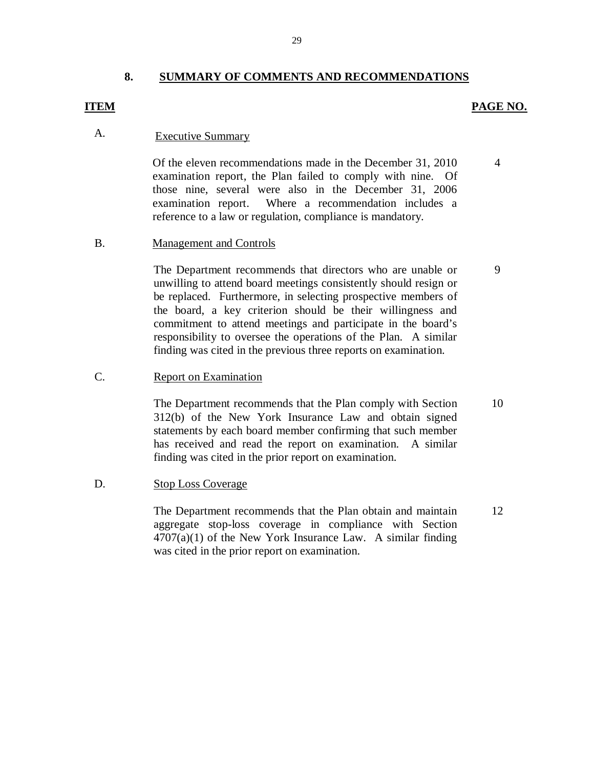## 8. SUMMARY OF COMMENTS AND RECOMMENDATIONS

| ITEM | | PAGE NO. |
|---|---|---|
| A. | Executive Summary | |
| | Of the eleven recommendations made in the December 31, 2010 examination report, the Plan failed to comply with nine. Of those nine, several were also in the December 31, 2006 examination report. Where a recommendation includes a reference to a law or regulation, compliance is mandatory. | 4 |
| B. | Management and Controls | |
| | The Department recommends that directors who are unable or unwilling to attend board meetings consistently should resign or be replaced. Furthermore, in selecting prospective members of the board, a key criterion should be their willingness and commitment to attend meetings and participate in the board's responsibility to oversee the operations of the Plan. A similar finding was cited in the previous three reports on examination. | 9 |
| C. | Report on Examination | |
| | The Department recommends that the Plan comply with Section 312(b) of the New York Insurance Law and obtain signed statements by each board member confirming that such member has received and read the report on examination. A similar finding was cited in the prior report on examination. | 10 |
| D. | Stop Loss Coverage | |
| | The Department recommends that the Plan obtain and maintain aggregate stop-loss coverage in compliance with Section 4707(a)(1) of the New York Insurance Law. A similar finding was cited in the prior report on examination. | 12 |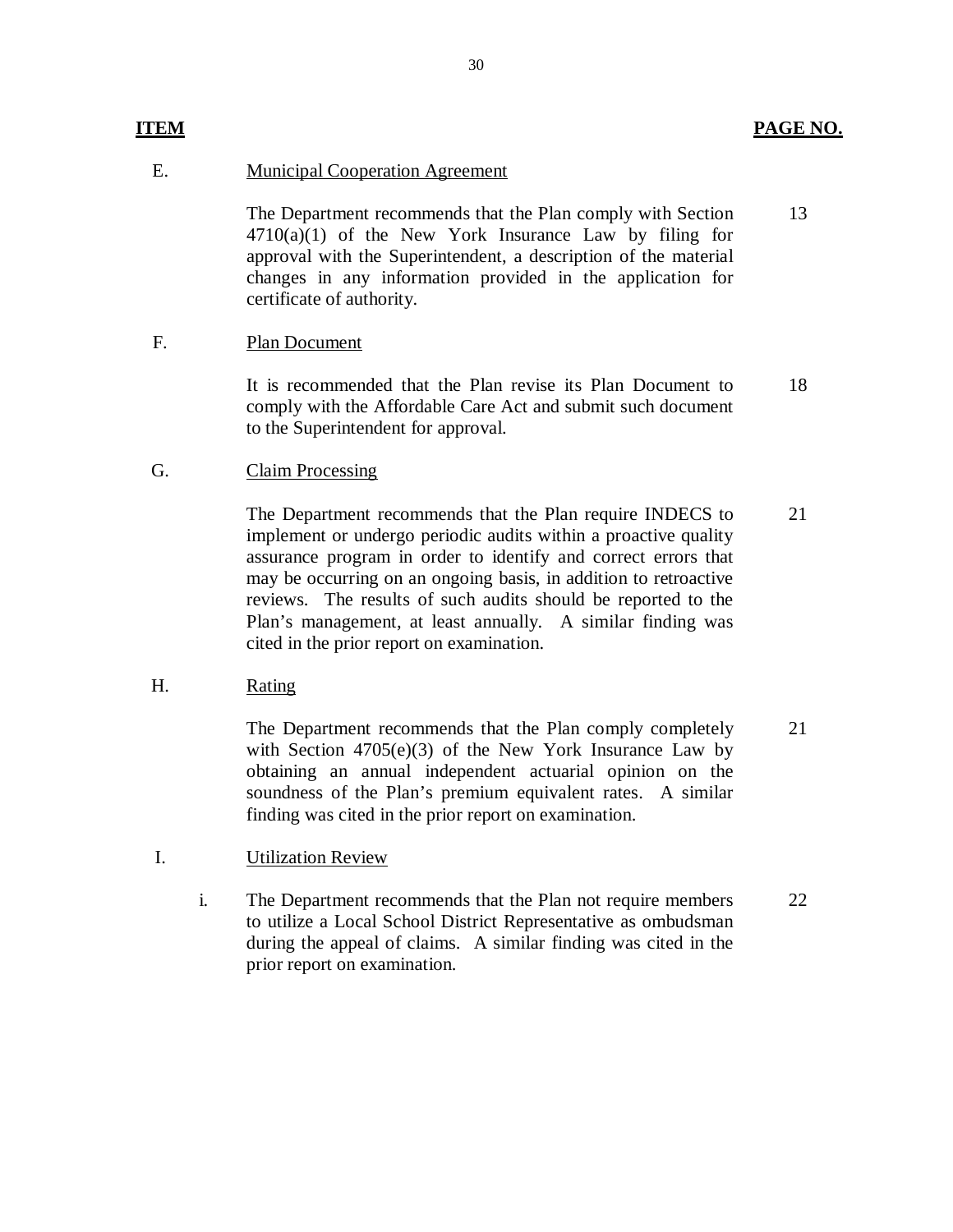| ITEM | | | PAGE NO. |
|---|---|---|---|
| E. | Municipal Cooperation Agreement | | |
| | | The Department recommends that the Plan comply with Section 4710(a)(1) of the New York Insurance Law by filing for approval with the Superintendent, a description of the material changes in any information provided in the application for certificate of authority. | 13 |
| F. | Plan Document | | |
| | | It is recommended that the Plan revise its Plan Document to comply with the Affordable Care Act and submit such document to the Superintendent for approval. | 18 |
| G. | Claim Processing | | |
| | | The Department recommends that the Plan require INDECS to implement or undergo periodic audits within a proactive quality assurance program in order to identify and correct errors that may be occurring on an ongoing basis, in addition to retroactive reviews. The results of such audits should be reported to the Plan's management, at least annually. A similar finding was cited in the prior report on examination. | 21 |
| H. | Rating | | |
| | | The Department recommends that the Plan comply completely with Section 4705(e)(3) of the New York Insurance Law by obtaining an annual independent actuarial opinion on the soundness of the Plan's premium equivalent rates. A similar finding was cited in the prior report on examination. | 21 |
| I. | Utilization Review | | |
| | i. | The Department recommends that the Plan not require members to utilize a Local School District Representative as ombudsman during the appeal of claims. A similar finding was cited in the prior report on examination. | 22 |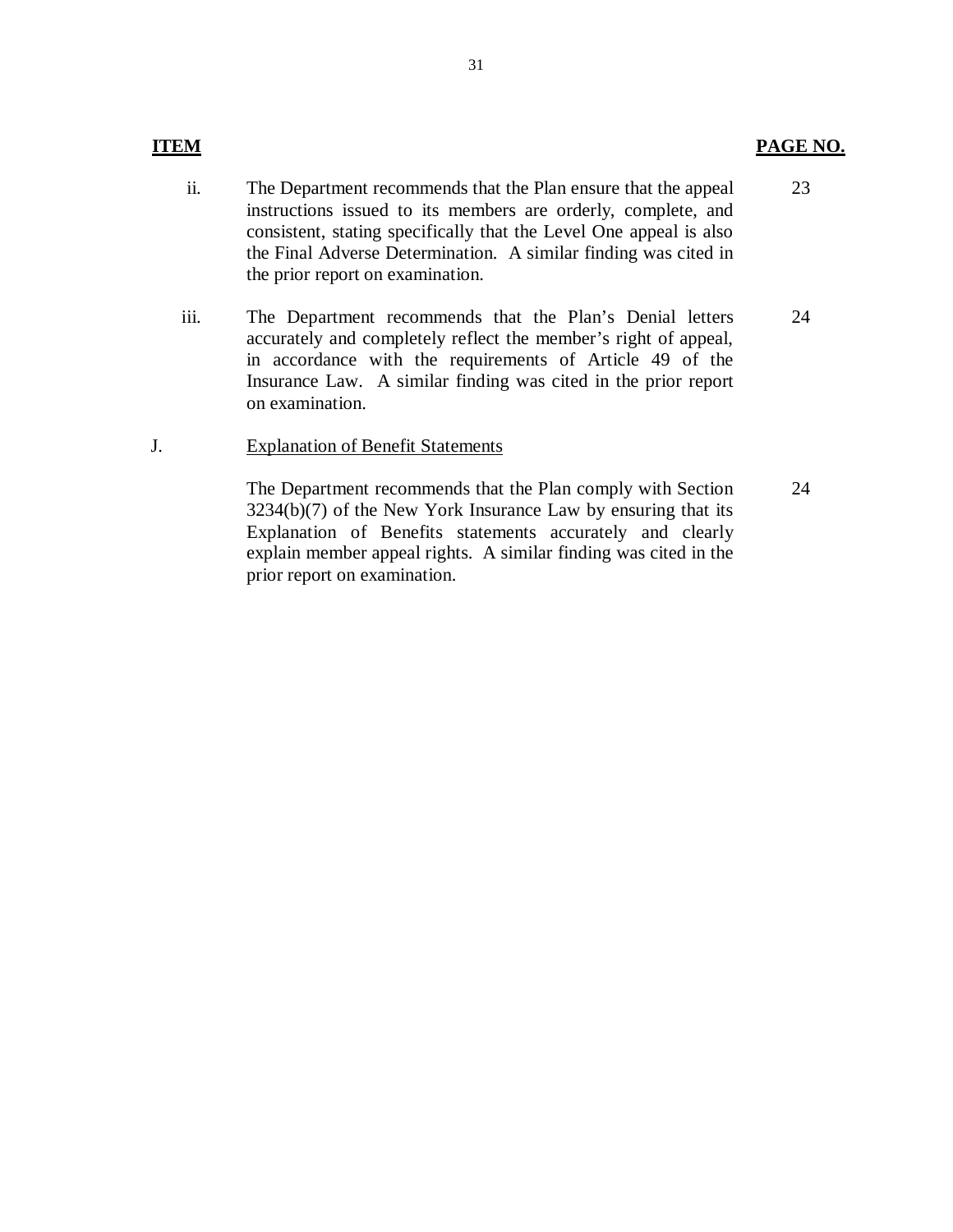| ITEM | | PAGE NO. |
|---|---|---|
| ii. | The Department recommends that the Plan ensure that the appeal instructions issued to its members are orderly, complete, and consistent, stating specifically that the Level One appeal is also the Final Adverse Determination. A similar finding was cited in the prior report on examination. | 23 |
| iii. | The Department recommends that the Plan's Denial letters accurately and completely reflect the member's right of appeal, in accordance with the requirements of Article 49 of the Insurance Law. A similar finding was cited in the prior report on examination. | 24 |
| J. | Explanation of Benefit Statements | |
| | The Department recommends that the Plan comply with Section 3234(b)(7) of the New York Insurance Law by ensuring that its Explanation of Benefits statements accurately and clearly explain member appeal rights. A similar finding was cited in the prior report on examination. | 24 |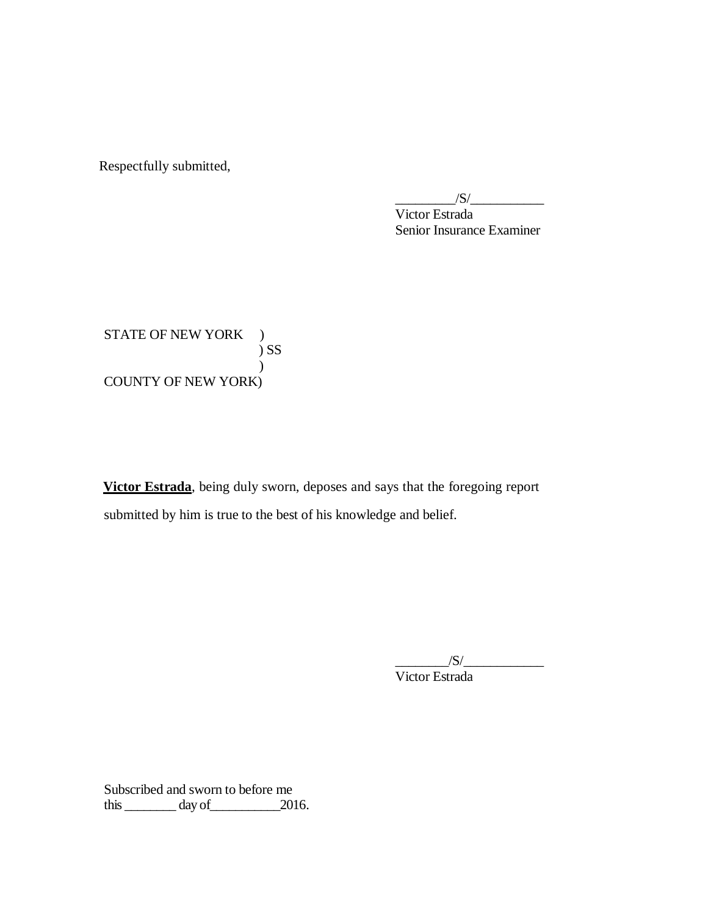Respectfully submitted,

_________/S/___________
Victor Estrada
Senior Insurance Examiner

STATE OF NEW YORK )
) SS
)
COUNTY OF NEW YORK)

**Victor Estrada**, being duly sworn, deposes and says that the foregoing report submitted by him is true to the best of his knowledge and belief.

________/S/____________
Victor Estrada

Subscribed and sworn to before me
this ________ day of__________2016.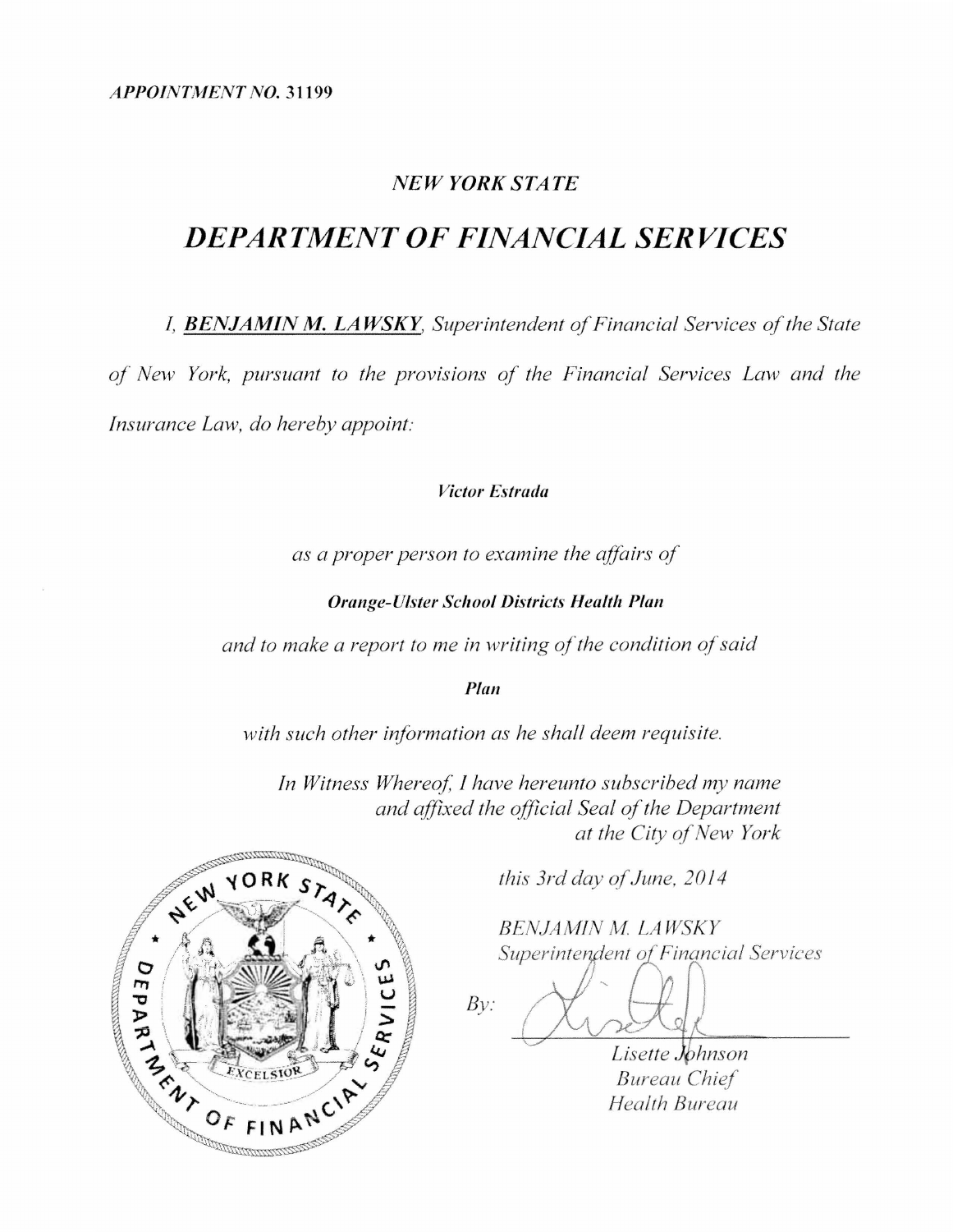*APPOINTMENT NO.* 31199

## *NEW YORK STATE*

# *DEPARTMENT OF FINANCIAL SERVICES*

*I,* ***BENJAMIN M. LAWSKY****, Superintendent of Financial Services of the State of New York, pursuant to the provisions of the Financial Services Law and the Insurance Law, do hereby appoint:*

***Victor Estrada***

*as a proper person to examine the affairs of*

***Orange-Ulster School Districts Health Plan***

*and to make a report to me in writing of the condition of said*

***Plan***

*with such other information as he shall deem requisite.*

*In Witness Whereof, I have hereunto subscribed my name and affixed the official Seal of the Department at the City of New York*

*this 3rd day of June, 2014*

*BENJAMIN M. LAWSKY*
*Superintendent of Financial Services*

*By:*

*Lisette Johnson*
*Bureau Chief*
*Health Bureau*

NEW YORK STATE DEPARTMENT OF FINANCIAL SERVICES
EXCELSIOR